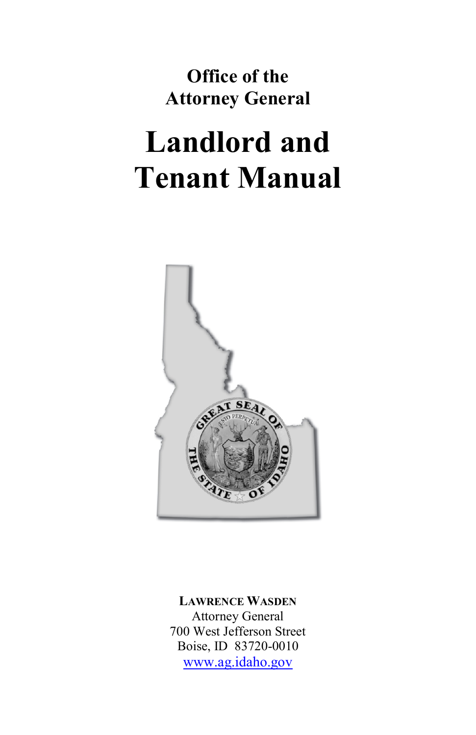**Office of the Attorney General**

# Landlord and Tenant Manual

**LAWRENCE WASDEN**
Attorney General
700 West Jefferson Street
Boise, ID 83720-0010
www.ag.idaho.gov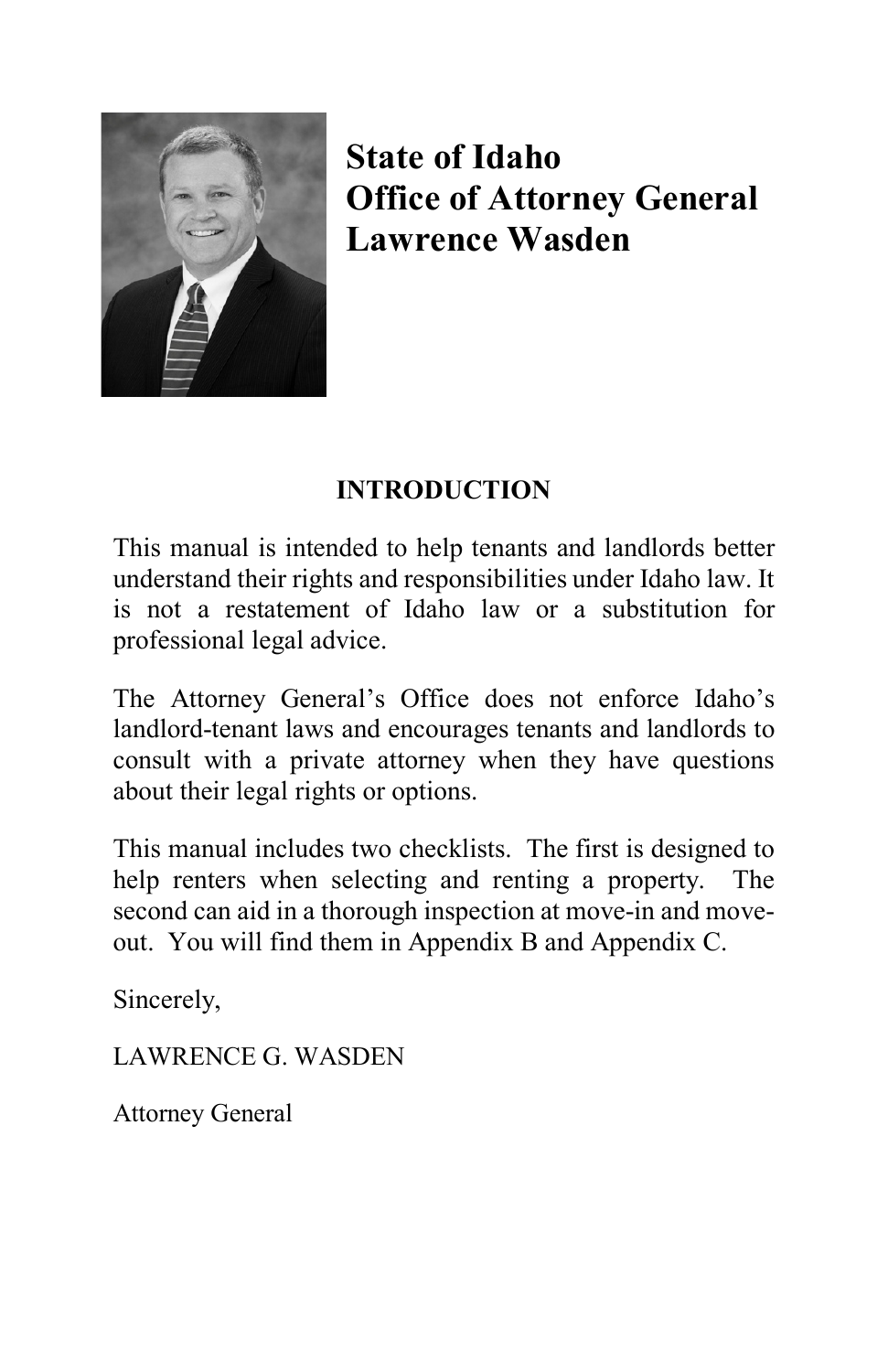# State of Idaho
# Office of Attorney General
# Lawrence Wasden

## INTRODUCTION

This manual is intended to help tenants and landlords better understand their rights and responsibilities under Idaho law. It is not a restatement of Idaho law or a substitution for professional legal advice.

The Attorney General's Office does not enforce Idaho's landlord-tenant laws and encourages tenants and landlords to consult with a private attorney when they have questions about their legal rights or options.

This manual includes two checklists. The first is designed to help renters when selecting and renting a property. The second can aid in a thorough inspection at move-in and move-out. You will find them in Appendix B and Appendix C.

Sincerely,

LAWRENCE G. WASDEN

Attorney General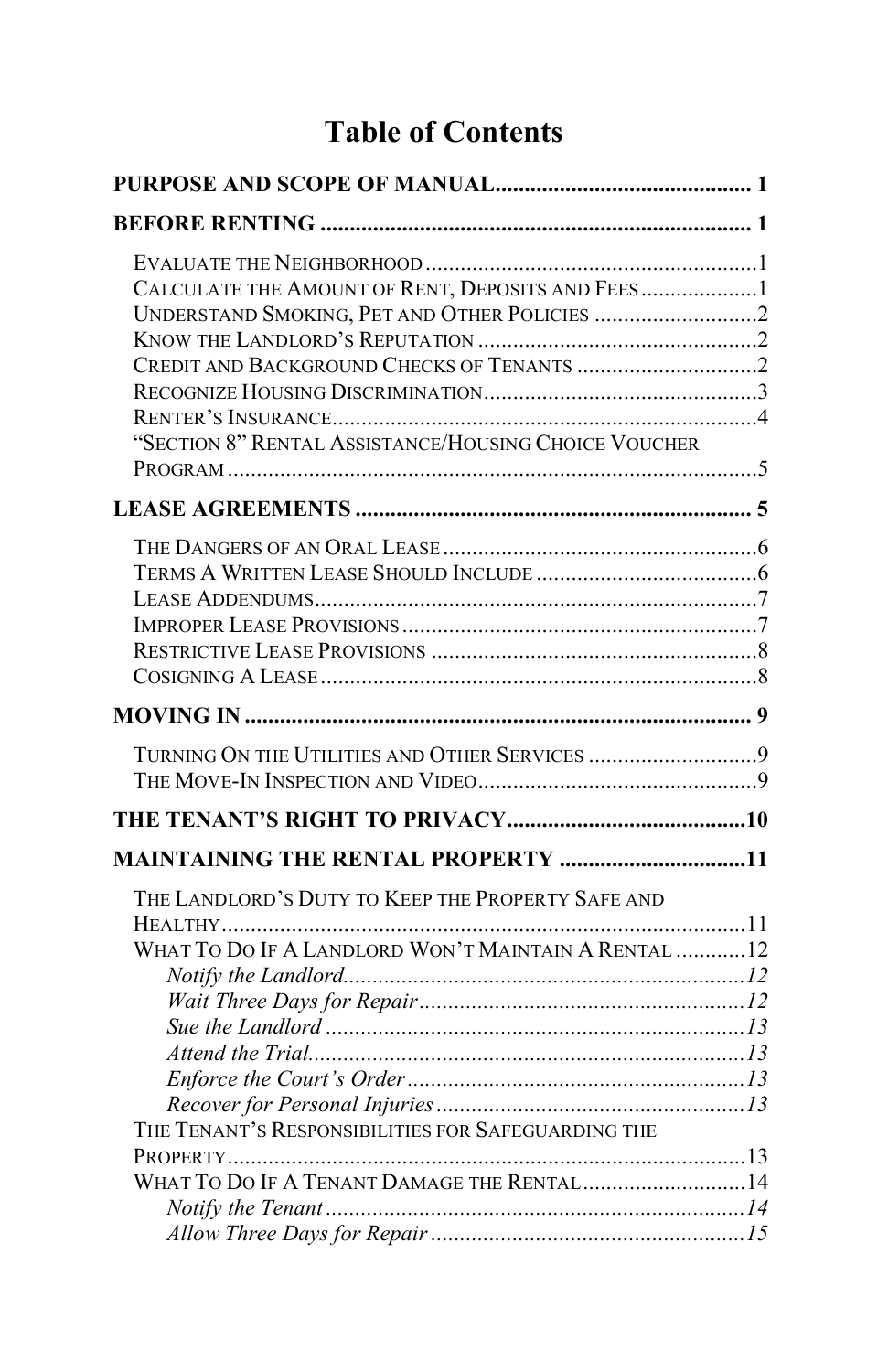# Table of Contents

**PURPOSE AND SCOPE OF MANUAL** ........................................... 1

**BEFORE RENTING** ........................................................................ 1

- Evaluate the Neighborhood ........................................................ 1
- Calculate the Amount of Rent, Deposits and Fees ..................... 1
- Understand Smoking, Pet and Other Policies ............................ 2
- Know the Landlord's Reputation ................................................ 2
- Credit and Background Checks of Tenants ................................ 2
- Recognize Housing Discrimination ............................................. 3
- Renter's Insurance ........................................................................ 4
- "Section 8" Rental Assistance/Housing Choice Voucher Program ......................................................................................... 5

**LEASE AGREEMENTS** .................................................................. 5

- The Dangers of an Oral Lease ...................................................... 6
- Terms a Written Lease Should Include ...................................... 6
- Lease Addendums .......................................................................... 7
- Improper Lease Provisions ........................................................... 7
- Restrictive Lease Provisions ........................................................ 8
- Cosigning a Lease .......................................................................... 8

**MOVING IN** ..................................................................................... 9

- Turning On the Utilities and Other Services ............................. 9
- The Move-In Inspection and Video ............................................. 9

**THE TENANT'S RIGHT TO PRIVACY** ......................................... 10

**MAINTAINING THE RENTAL PROPERTY** ................................ 11

- The Landlord's Duty to Keep the Property Safe and Healthy .......................................................................................... 11
- What To Do If A Landlord Won't Maintain A Rental ............ 12
    - *Notify the Landlord* ..................................................................... *12*
    - *Wait Three Days for Repair* ........................................................ *12*
    - *Sue the Landlord* ......................................................................... *13*
    - *Attend the Trial* ........................................................................... *13*
    - *Enforce the Court's Order* .......................................................... *13*
    - *Recover for Personal Injuries* ..................................................... *13*
- The Tenant's Responsibilities for Safeguarding the Property ........................................................................................ 13
- What To Do If A Tenant Damage the Rental ............................ 14
    - *Notify the Tenant* ........................................................................ *14*
    - *Allow Three Days for Repair* ...................................................... *15*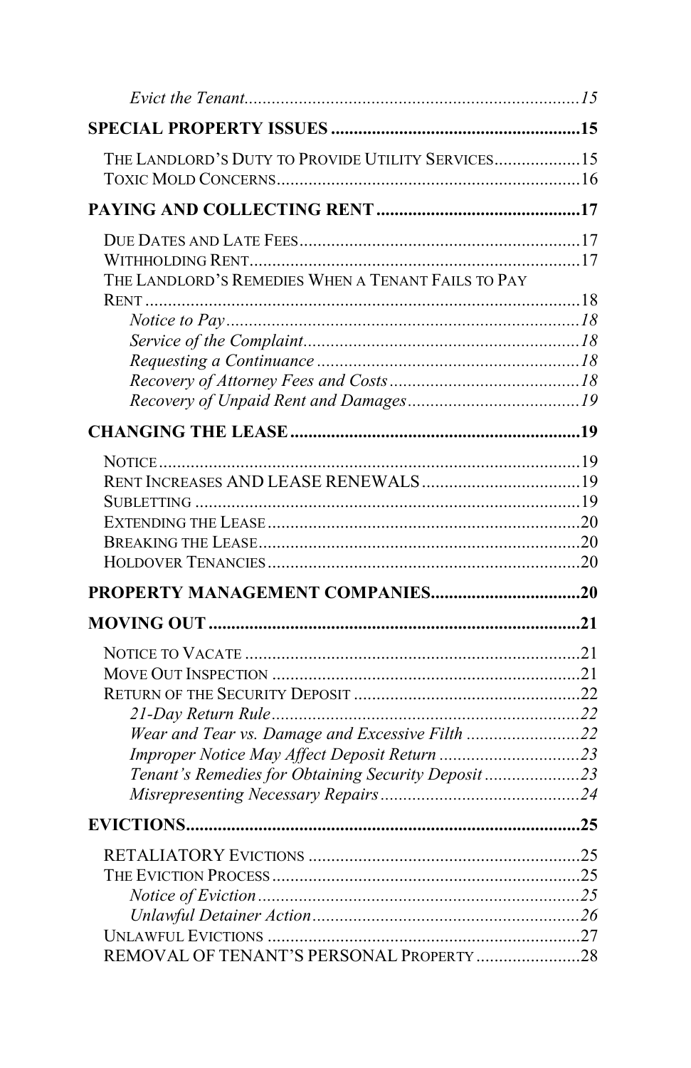*Evict the Tenant* ........................................................................ 15

**SPECIAL PROPERTY ISSUES** ....................................................... 15

THE LANDLORD'S DUTY TO PROVIDE UTILITY SERVICES .................. 15
TOXIC MOLD CONCERNS ................................................................ 16

**PAYING AND COLLECTING RENT** ............................................. 17

DUE DATES AND LATE FEES ............................................................ 17
WITHHOLDING RENT ....................................................................... 17
THE LANDLORD'S REMEDIES WHEN A TENANT FAILS TO PAY RENT ............................................................................................... 18
*Notice to Pay* ............................................................................ 18
*Service of the Complaint* ........................................................... 18
*Requesting a Continuance* ......................................................... 18
*Recovery of Attorney Fees and Costs* ......................................... 18
*Recovery of Unpaid Rent and Damages* ...................................... 19

**CHANGING THE LEASE** ................................................................ 19

NOTICE .......................................................................................... 19
RENT INCREASES AND LEASE RENEWALS ..................................... 19
SUBLETTING ................................................................................... 19
EXTENDING THE LEASE .................................................................. 20
BREAKING THE LEASE .................................................................... 20
HOLDOVER TENANCIES .................................................................. 20

**PROPERTY MANAGEMENT COMPANIES** ................................. 20

**MOVING OUT** ................................................................................ 21

NOTICE TO VACATE ........................................................................ 21
MOVE OUT INSPECTION .................................................................. 21
RETURN OF THE SECURITY DEPOSIT ................................................ 22
*21-Day Return Rule* .................................................................... 22
*Wear and Tear vs. Damage and Excessive Filth* ......................... 22
*Improper Notice May Affect Deposit Return* .............................. 23
*Tenant's Remedies for Obtaining Security Deposit* ..................... 23
*Misrepresenting Necessary Repairs* ............................................ 24

**EVICTIONS** ..................................................................................... 25

RETALIATORY EVICTIONS .............................................................. 25
THE EVICTION PROCESS .................................................................. 25
*Notice of Eviction* ...................................................................... 25
*Unlawful Detainer Action* ........................................................... 26
UNLAWFUL EVICTIONS ................................................................... 27
REMOVAL OF TENANT'S PERSONAL PROPERTY ............................... 28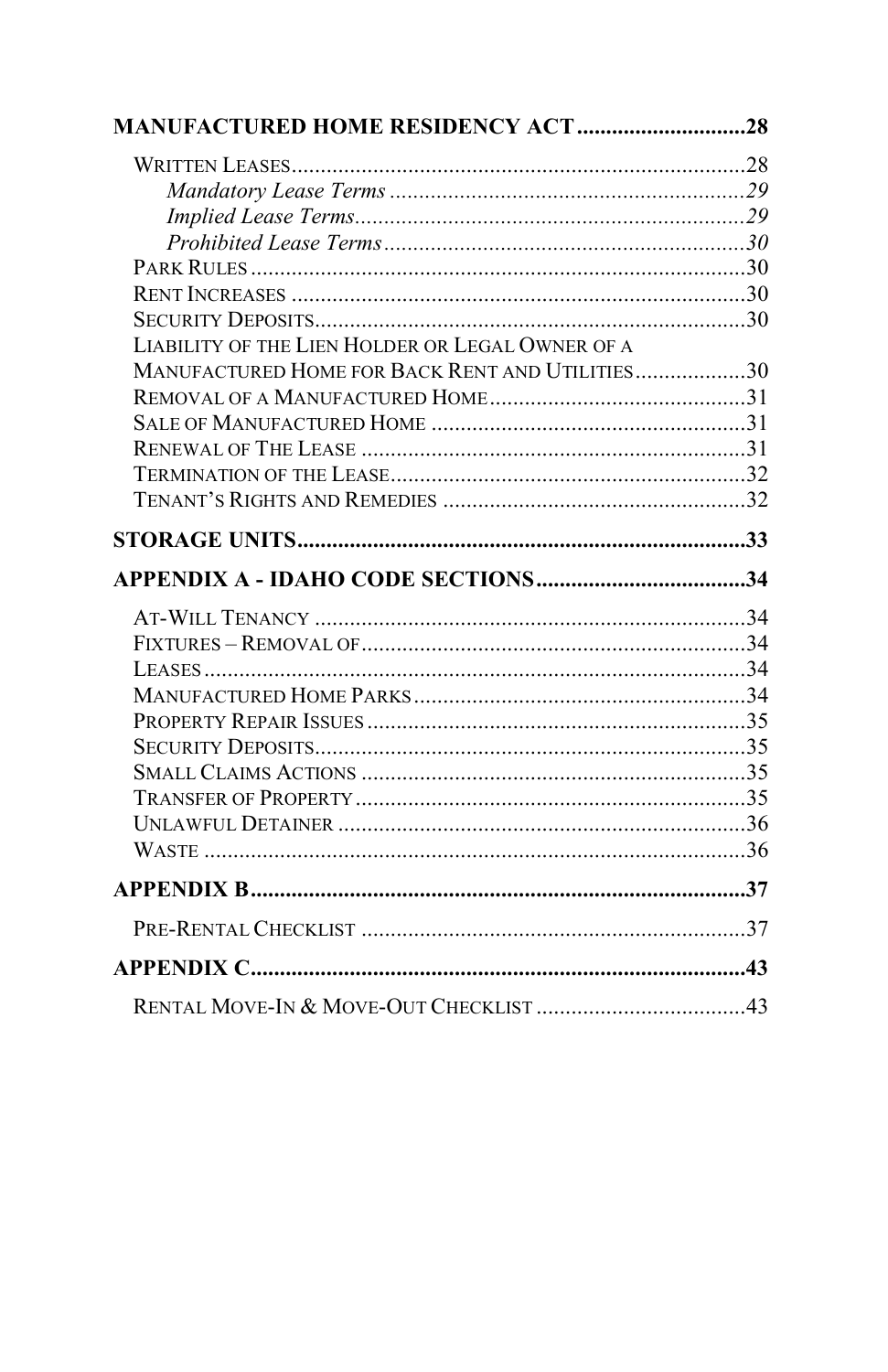**MANUFACTURED HOME RESIDENCY ACT** ............................ **28**

- Written Leases ............................................................................ 28
  - *Mandatory Lease Terms* ............................................................. *29*
  - *Implied Lease Terms* ................................................................... *29*
  - *Prohibited Lease Terms* .............................................................. *30*
- Park Rules ..................................................................................... 30
- Rent Increases .............................................................................. 30
- Security Deposits ......................................................................... 30
- Liability of the Lien Holder or Legal Owner of a Manufactured Home for Back Rent and Utilities ................... 30
- Removal of a Manufactured Home ............................................ 31
- Sale of Manufactured Home ....................................................... 31
- Renewal of The Lease .................................................................. 31
- Termination of the Lease ............................................................. 32
- Tenant's Rights and Remedies .................................................... 32

**STORAGE UNITS** ............................................................................ **33**

**APPENDIX A - IDAHO CODE SECTIONS** .................................... **34**

- At-Will Tenancy ........................................................................... 34
- Fixtures – Removal of .................................................................. 34
- Leases ............................................................................................ 34
- Manufactured Home Parks .......................................................... 34
- Property Repair Issues ................................................................. 35
- Security Deposits .......................................................................... 35
- Small Claims Actions .................................................................. 35
- Transfer of Property .................................................................... 35
- Unlawful Detainer ....................................................................... 36
- Waste ............................................................................................. 36

**APPENDIX B** ..................................................................................... **37**

- Pre-Rental Checklist .................................................................. 37

**APPENDIX C** ..................................................................................... **43**

- Rental Move-In & Move-Out Checklist .................................... 43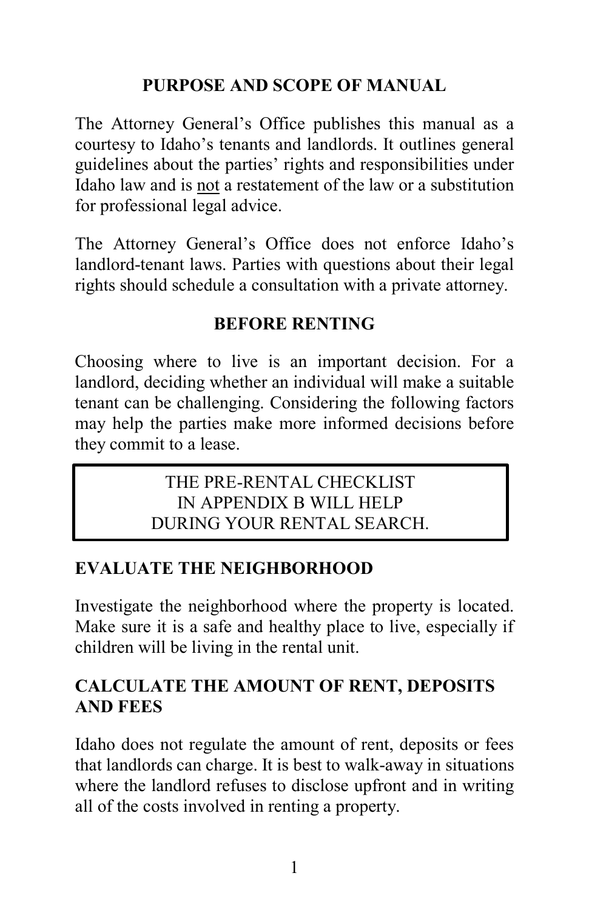## PURPOSE AND SCOPE OF MANUAL

The Attorney General's Office publishes this manual as a courtesy to Idaho's tenants and landlords. It outlines general guidelines about the parties' rights and responsibilities under Idaho law and is <u>not</u> a restatement of the law or a substitution for professional legal advice.

The Attorney General's Office does not enforce Idaho's landlord-tenant laws. Parties with questions about their legal rights should schedule a consultation with a private attorney.

## BEFORE RENTING

Choosing where to live is an important decision. For a landlord, deciding whether an individual will make a suitable tenant can be challenging. Considering the following factors may help the parties make more informed decisions before they commit to a lease.

> THE PRE-RENTAL CHECKLIST
> IN APPENDIX B WILL HELP
> DURING YOUR RENTAL SEARCH.

### EVALUATE THE NEIGHBORHOOD

Investigate the neighborhood where the property is located. Make sure it is a safe and healthy place to live, especially if children will be living in the rental unit.

### CALCULATE THE AMOUNT OF RENT, DEPOSITS AND FEES

Idaho does not regulate the amount of rent, deposits or fees that landlords can charge. It is best to walk-away in situations where the landlord refuses to disclose upfront and in writing all of the costs involved in renting a property.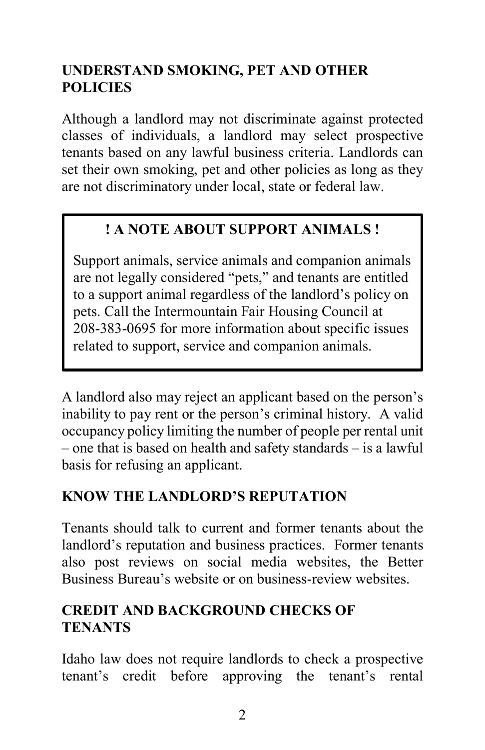## UNDERSTAND SMOKING, PET AND OTHER POLICIES

Although a landlord may not discriminate against protected classes of individuals, a landlord may select prospective tenants based on any lawful business criteria. Landlords can set their own smoking, pet and other policies as long as they are not discriminatory under local, state or federal law.

> **! A NOTE ABOUT SUPPORT ANIMALS !**
>
> Support animals, service animals and companion animals are not legally considered "pets," and tenants are entitled to a support animal regardless of the landlord's policy on pets. Call the Intermountain Fair Housing Council at 208-383-0695 for more information about specific issues related to support, service and companion animals.

A landlord also may reject an applicant based on the person's inability to pay rent or the person's criminal history. A valid occupancy policy limiting the number of people per rental unit – one that is based on health and safety standards – is a lawful basis for refusing an applicant.

## KNOW THE LANDLORD'S REPUTATION

Tenants should talk to current and former tenants about the landlord's reputation and business practices. Former tenants also post reviews on social media websites, the Better Business Bureau's website or on business-review websites.

## CREDIT AND BACKGROUND CHECKS OF TENANTS

Idaho law does not require landlords to check a prospective tenant's credit before approving the tenant's rental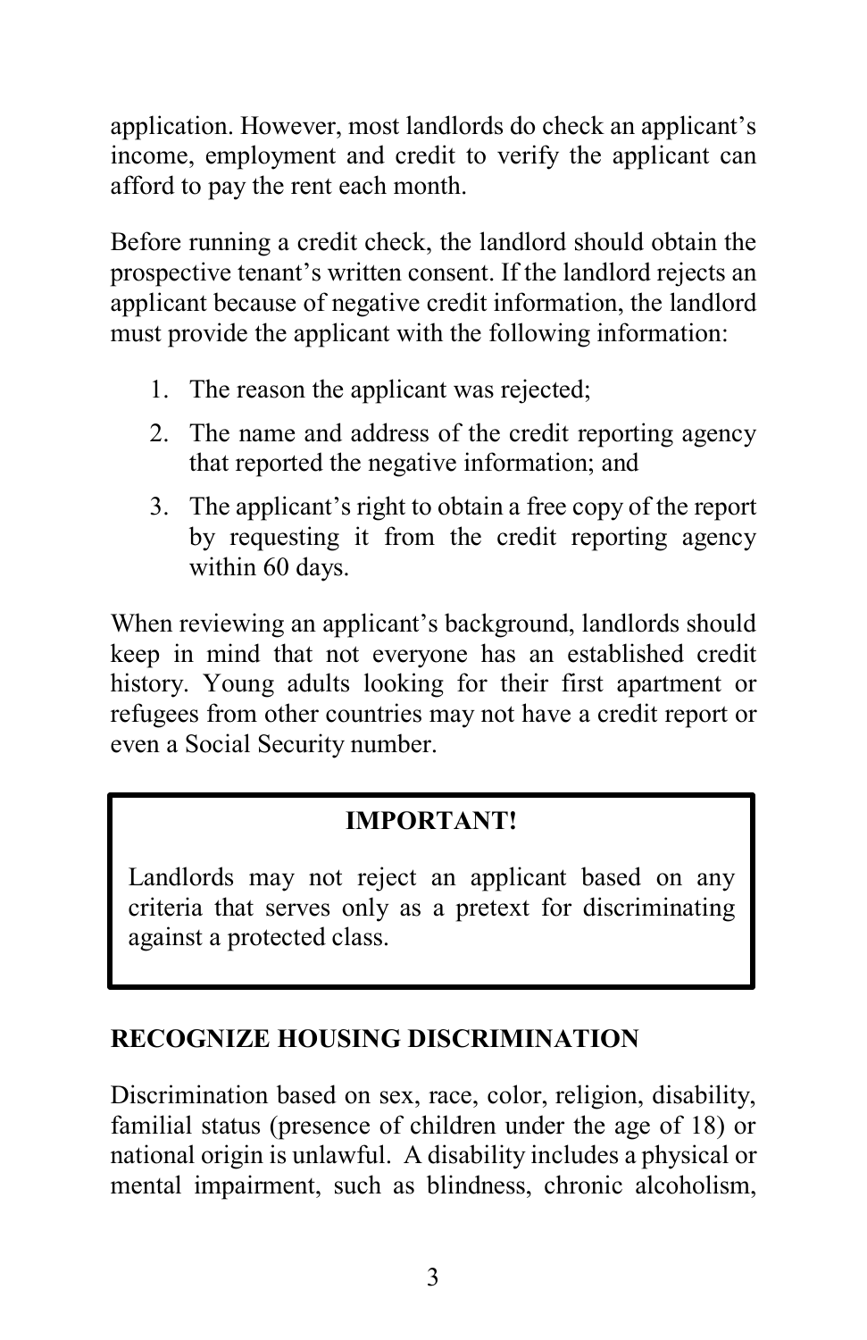application. However, most landlords do check an applicant's income, employment and credit to verify the applicant can afford to pay the rent each month.

Before running a credit check, the landlord should obtain the prospective tenant's written consent. If the landlord rejects an applicant because of negative credit information, the landlord must provide the applicant with the following information:

1. The reason the applicant was rejected;
2. The name and address of the credit reporting agency that reported the negative information; and
3. The applicant's right to obtain a free copy of the report by requesting it from the credit reporting agency within 60 days.

When reviewing an applicant's background, landlords should keep in mind that not everyone has an established credit history. Young adults looking for their first apartment or refugees from other countries may not have a credit report or even a Social Security number.

> **IMPORTANT!**
>
> Landlords may not reject an applicant based on any criteria that serves only as a pretext for discriminating against a protected class.

## RECOGNIZE HOUSING DISCRIMINATION

Discrimination based on sex, race, color, religion, disability, familial status (presence of children under the age of 18) or national origin is unlawful. A disability includes a physical or mental impairment, such as blindness, chronic alcoholism,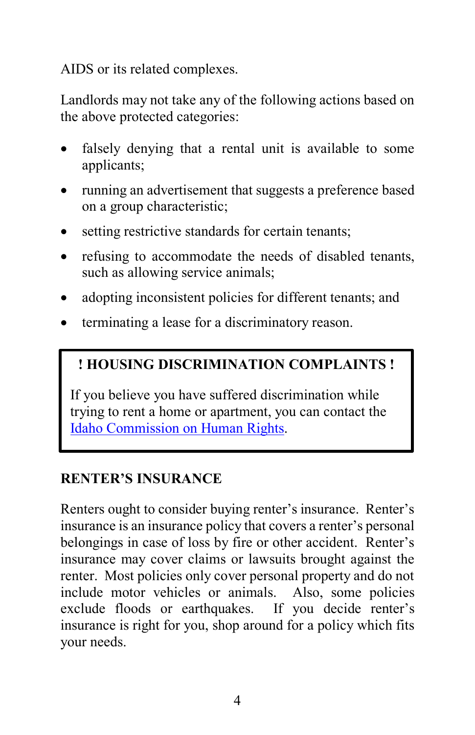AIDS or its related complexes.

Landlords may not take any of the following actions based on the above protected categories:

- falsely denying that a rental unit is available to some applicants;
- running an advertisement that suggests a preference based on a group characteristic;
- setting restrictive standards for certain tenants;
- refusing to accommodate the needs of disabled tenants, such as allowing service animals;
- adopting inconsistent policies for different tenants; and
- terminating a lease for a discriminatory reason.

> **! HOUSING DISCRIMINATION COMPLAINTS !**
>
> If you believe you have suffered discrimination while trying to rent a home or apartment, you can contact the Idaho Commission on Human Rights.

## RENTER'S INSURANCE

Renters ought to consider buying renter's insurance. Renter's insurance is an insurance policy that covers a renter's personal belongings in case of loss by fire or other accident. Renter's insurance may cover claims or lawsuits brought against the renter. Most policies only cover personal property and do not include motor vehicles or animals. Also, some policies exclude floods or earthquakes. If you decide renter's insurance is right for you, shop around for a policy which fits your needs.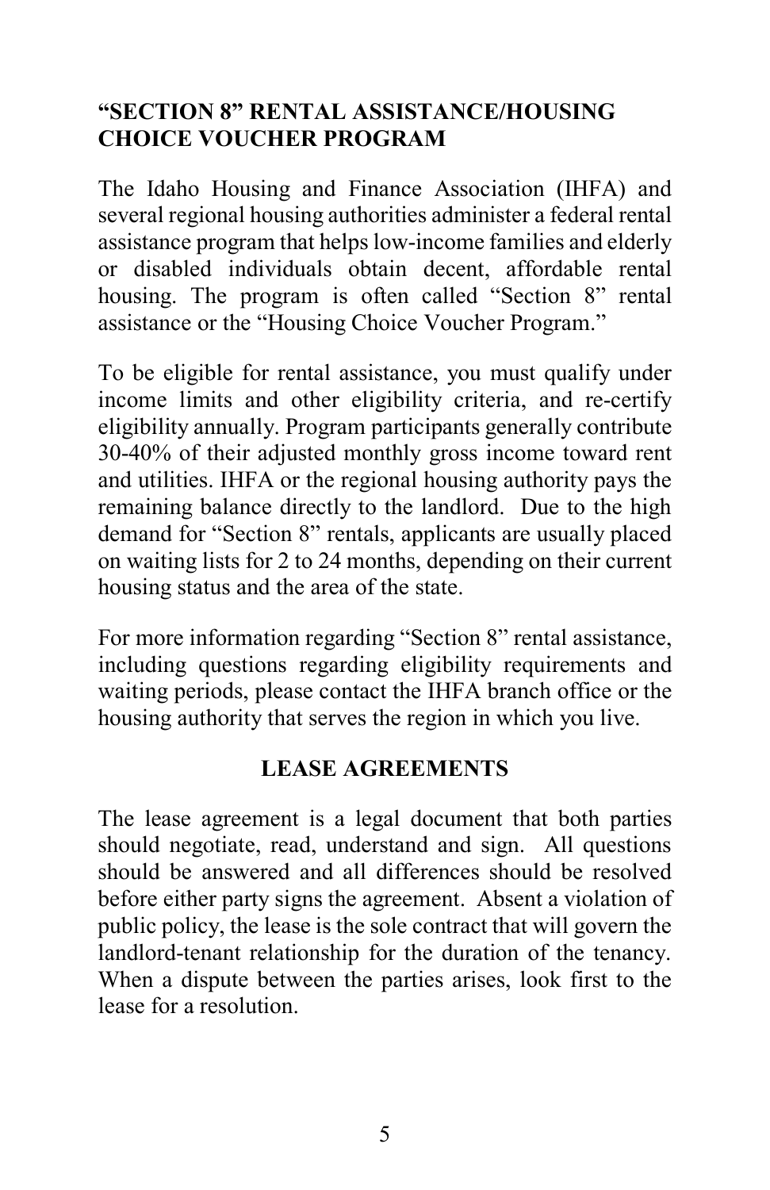## "SECTION 8" RENTAL ASSISTANCE/HOUSING CHOICE VOUCHER PROGRAM

The Idaho Housing and Finance Association (IHFA) and several regional housing authorities administer a federal rental assistance program that helps low-income families and elderly or disabled individuals obtain decent, affordable rental housing. The program is often called "Section 8" rental assistance or the "Housing Choice Voucher Program."

To be eligible for rental assistance, you must qualify under income limits and other eligibility criteria, and re-certify eligibility annually. Program participants generally contribute 30-40% of their adjusted monthly gross income toward rent and utilities. IHFA or the regional housing authority pays the remaining balance directly to the landlord. Due to the high demand for "Section 8" rentals, applicants are usually placed on waiting lists for 2 to 24 months, depending on their current housing status and the area of the state.

For more information regarding "Section 8" rental assistance, including questions regarding eligibility requirements and waiting periods, please contact the IHFA branch office or the housing authority that serves the region in which you live.

## LEASE AGREEMENTS

The lease agreement is a legal document that both parties should negotiate, read, understand and sign. All questions should be answered and all differences should be resolved before either party signs the agreement. Absent a violation of public policy, the lease is the sole contract that will govern the landlord-tenant relationship for the duration of the tenancy. When a dispute between the parties arises, look first to the lease for a resolution.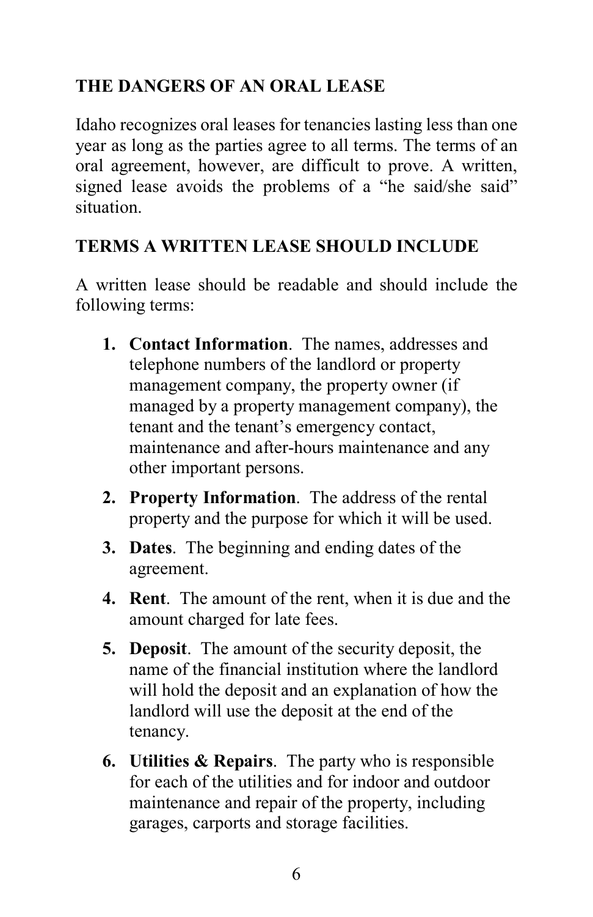## THE DANGERS OF AN ORAL LEASE

Idaho recognizes oral leases for tenancies lasting less than one year as long as the parties agree to all terms. The terms of an oral agreement, however, are difficult to prove. A written, signed lease avoids the problems of a "he said/she said" situation.

## TERMS A WRITTEN LEASE SHOULD INCLUDE

A written lease should be readable and should include the following terms:

1. **Contact Information**. The names, addresses and telephone numbers of the landlord or property management company, the property owner (if managed by a property management company), the tenant and the tenant's emergency contact, maintenance and after-hours maintenance and any other important persons.
2. **Property Information**. The address of the rental property and the purpose for which it will be used.
3. **Dates**. The beginning and ending dates of the agreement.
4. **Rent**. The amount of the rent, when it is due and the amount charged for late fees.
5. **Deposit**. The amount of the security deposit, the name of the financial institution where the landlord will hold the deposit and an explanation of how the landlord will use the deposit at the end of the tenancy.
6. **Utilities & Repairs**. The party who is responsible for each of the utilities and for indoor and outdoor maintenance and repair of the property, including garages, carports and storage facilities.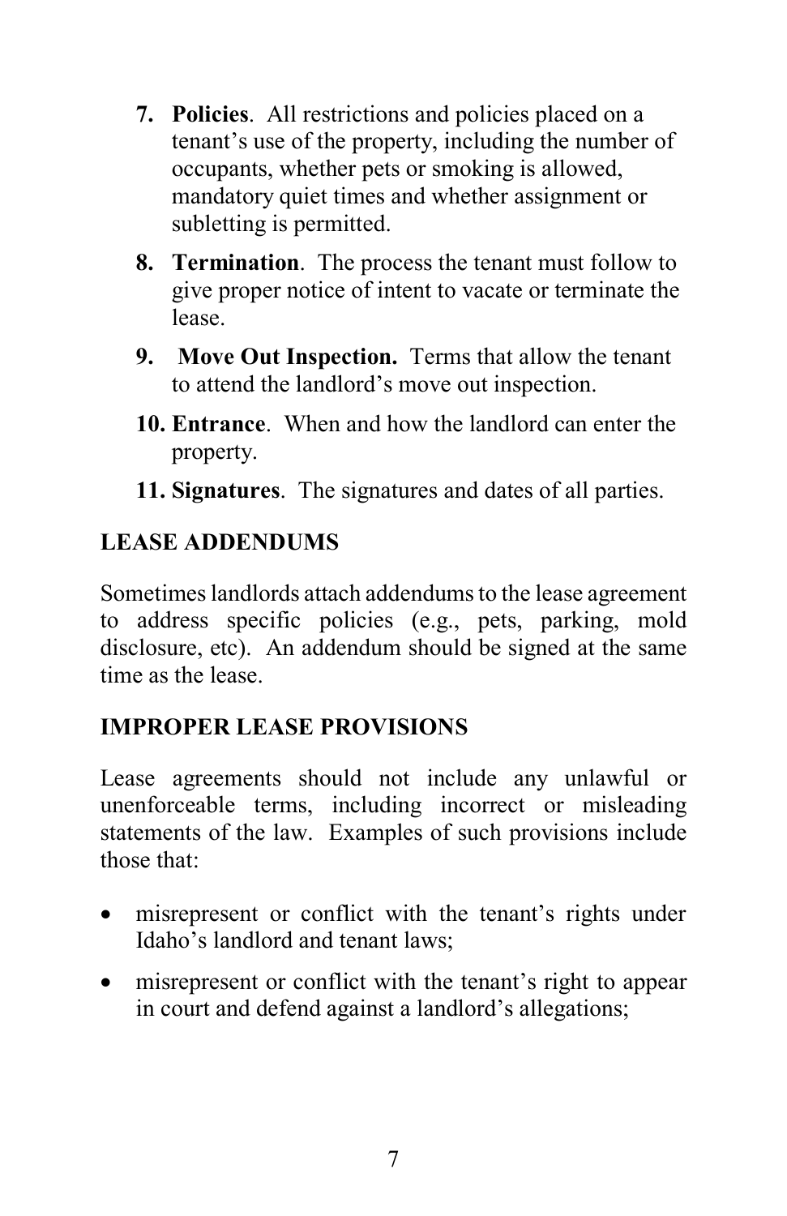7. **Policies**. All restrictions and policies placed on a tenant's use of the property, including the number of occupants, whether pets or smoking is allowed, mandatory quiet times and whether assignment or subletting is permitted.
8. **Termination**. The process the tenant must follow to give proper notice of intent to vacate or terminate the lease.
9. **Move Out Inspection.** Terms that allow the tenant to attend the landlord's move out inspection.
10. **Entrance**. When and how the landlord can enter the property.
11. **Signatures**. The signatures and dates of all parties.

## LEASE ADDENDUMS

Sometimes landlords attach addendums to the lease agreement to address specific policies (e.g., pets, parking, mold disclosure, etc). An addendum should be signed at the same time as the lease.

## IMPROPER LEASE PROVISIONS

Lease agreements should not include any unlawful or unenforceable terms, including incorrect or misleading statements of the law. Examples of such provisions include those that:

- misrepresent or conflict with the tenant's rights under Idaho's landlord and tenant laws;
- misrepresent or conflict with the tenant's right to appear in court and defend against a landlord's allegations;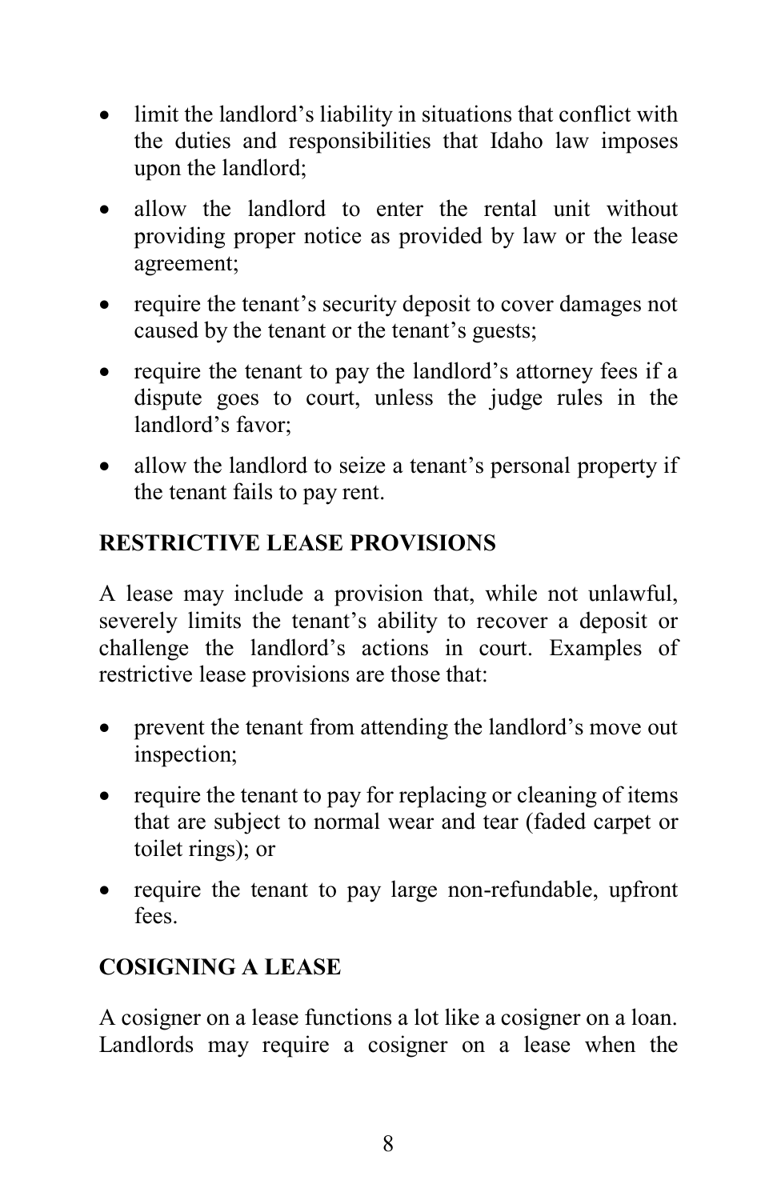- limit the landlord's liability in situations that conflict with the duties and responsibilities that Idaho law imposes upon the landlord;
- allow the landlord to enter the rental unit without providing proper notice as provided by law or the lease agreement;
- require the tenant's security deposit to cover damages not caused by the tenant or the tenant's guests;
- require the tenant to pay the landlord's attorney fees if a dispute goes to court, unless the judge rules in the landlord's favor;
- allow the landlord to seize a tenant's personal property if the tenant fails to pay rent.

## RESTRICTIVE LEASE PROVISIONS

A lease may include a provision that, while not unlawful, severely limits the tenant's ability to recover a deposit or challenge the landlord's actions in court. Examples of restrictive lease provisions are those that:

- prevent the tenant from attending the landlord's move out inspection;
- require the tenant to pay for replacing or cleaning of items that are subject to normal wear and tear (faded carpet or toilet rings); or
- require the tenant to pay large non-refundable, upfront fees.

## COSIGNING A LEASE

A cosigner on a lease functions a lot like a cosigner on a loan. Landlords may require a cosigner on a lease when the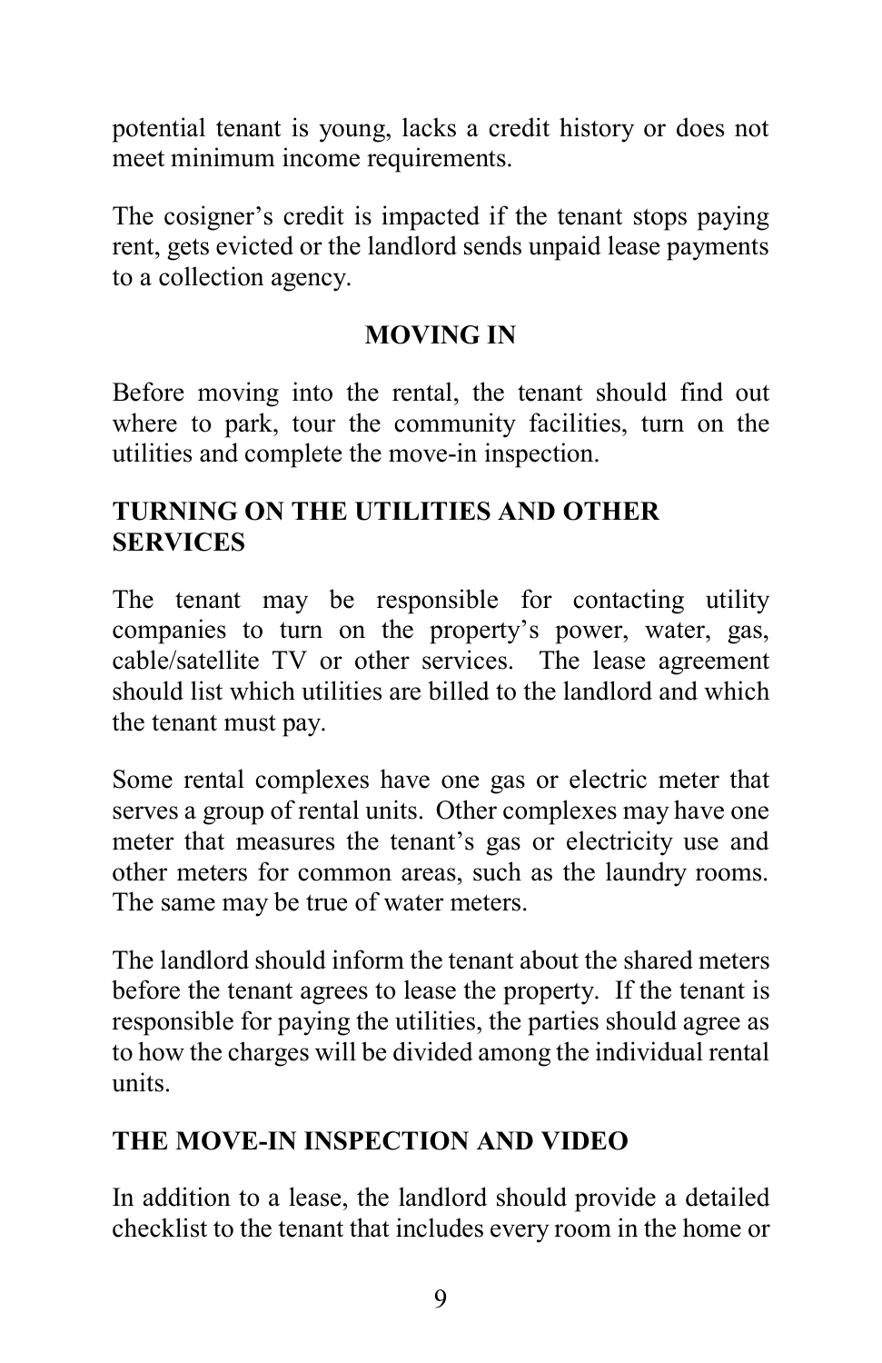potential tenant is young, lacks a credit history or does not meet minimum income requirements.

The cosigner's credit is impacted if the tenant stops paying rent, gets evicted or the landlord sends unpaid lease payments to a collection agency.

## MOVING IN

Before moving into the rental, the tenant should find out where to park, tour the community facilities, turn on the utilities and complete the move-in inspection.

### TURNING ON THE UTILITIES AND OTHER SERVICES

The tenant may be responsible for contacting utility companies to turn on the property's power, water, gas, cable/satellite TV or other services. The lease agreement should list which utilities are billed to the landlord and which the tenant must pay.

Some rental complexes have one gas or electric meter that serves a group of rental units. Other complexes may have one meter that measures the tenant's gas or electricity use and other meters for common areas, such as the laundry rooms. The same may be true of water meters.

The landlord should inform the tenant about the shared meters before the tenant agrees to lease the property. If the tenant is responsible for paying the utilities, the parties should agree as to how the charges will be divided among the individual rental units.

### THE MOVE-IN INSPECTION AND VIDEO

In addition to a lease, the landlord should provide a detailed checklist to the tenant that includes every room in the home or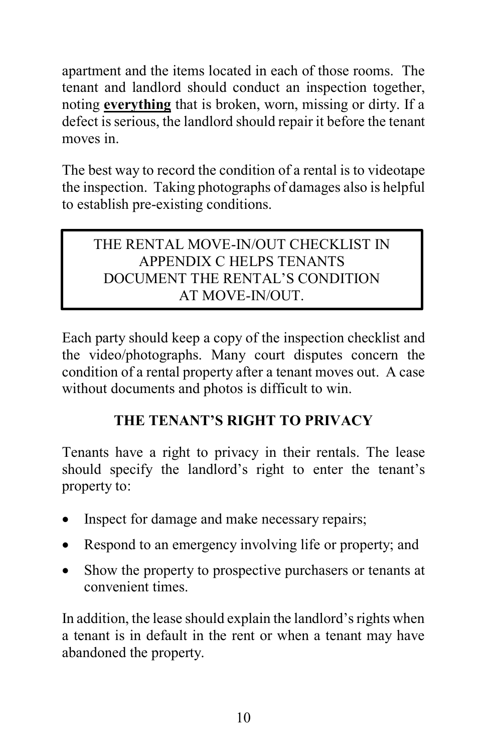apartment and the items located in each of those rooms. The tenant and landlord should conduct an inspection together, noting **everything** that is broken, worn, missing or dirty. If a defect is serious, the landlord should repair it before the tenant moves in.

The best way to record the condition of a rental is to videotape the inspection. Taking photographs of damages also is helpful to establish pre-existing conditions.

> THE RENTAL MOVE-IN/OUT CHECKLIST IN APPENDIX C HELPS TENANTS DOCUMENT THE RENTAL'S CONDITION AT MOVE-IN/OUT.

Each party should keep a copy of the inspection checklist and the video/photographs. Many court disputes concern the condition of a rental property after a tenant moves out. A case without documents and photos is difficult to win.

## THE TENANT'S RIGHT TO PRIVACY

Tenants have a right to privacy in their rentals. The lease should specify the landlord's right to enter the tenant's property to:

- Inspect for damage and make necessary repairs;
- Respond to an emergency involving life or property; and
- Show the property to prospective purchasers or tenants at convenient times.

In addition, the lease should explain the landlord's rights when a tenant is in default in the rent or when a tenant may have abandoned the property.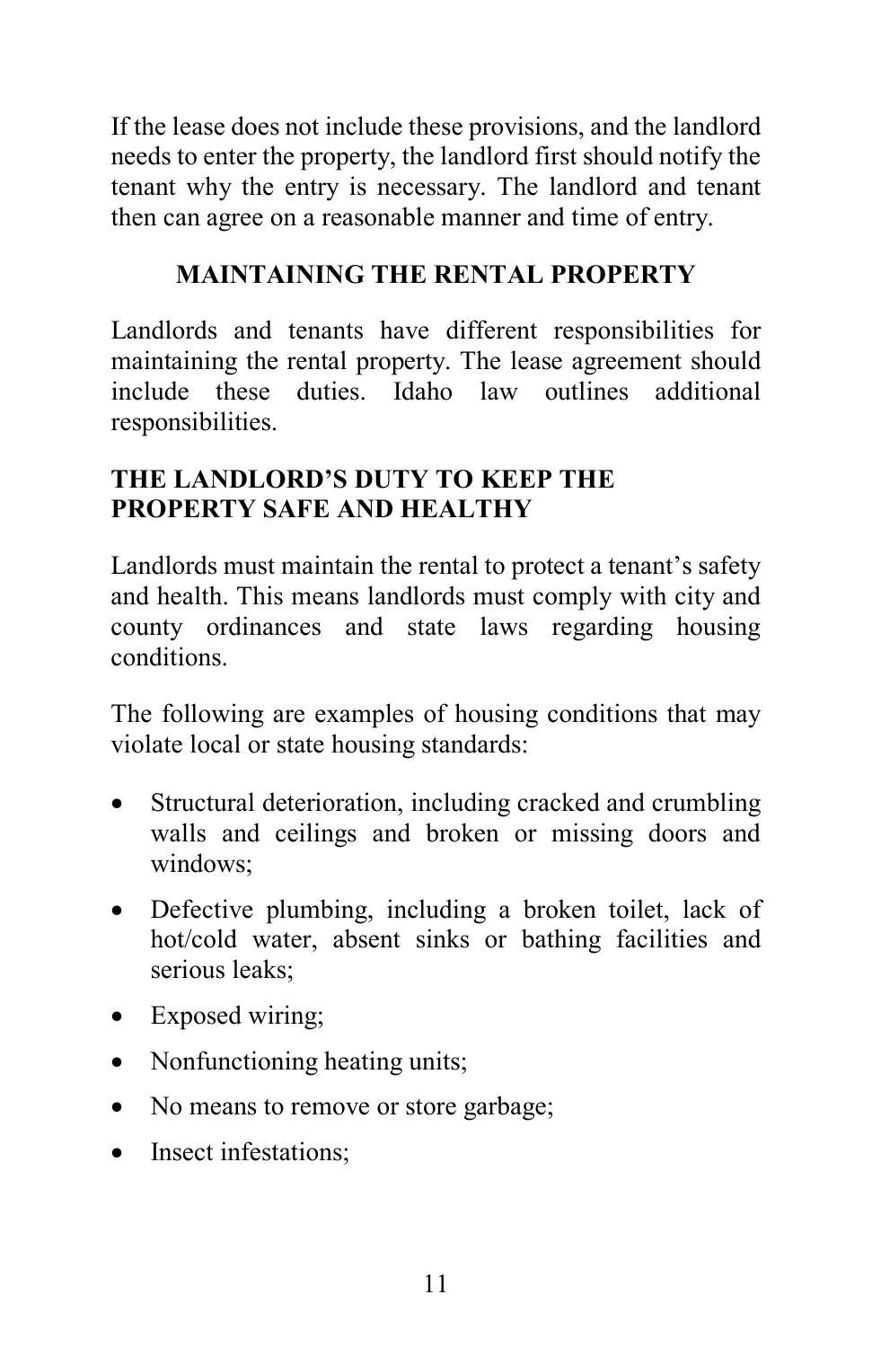If the lease does not include these provisions, and the landlord needs to enter the property, the landlord first should notify the tenant why the entry is necessary. The landlord and tenant then can agree on a reasonable manner and time of entry.

## MAINTAINING THE RENTAL PROPERTY

Landlords and tenants have different responsibilities for maintaining the rental property. The lease agreement should include these duties. Idaho law outlines additional responsibilities.

### THE LANDLORD'S DUTY TO KEEP THE PROPERTY SAFE AND HEALTHY

Landlords must maintain the rental to protect a tenant's safety and health. This means landlords must comply with city and county ordinances and state laws regarding housing conditions.

The following are examples of housing conditions that may violate local or state housing standards:

- Structural deterioration, including cracked and crumbling walls and ceilings and broken or missing doors and windows;
- Defective plumbing, including a broken toilet, lack of hot/cold water, absent sinks or bathing facilities and serious leaks;
- Exposed wiring;
- Nonfunctioning heating units;
- No means to remove or store garbage;
- Insect infestations;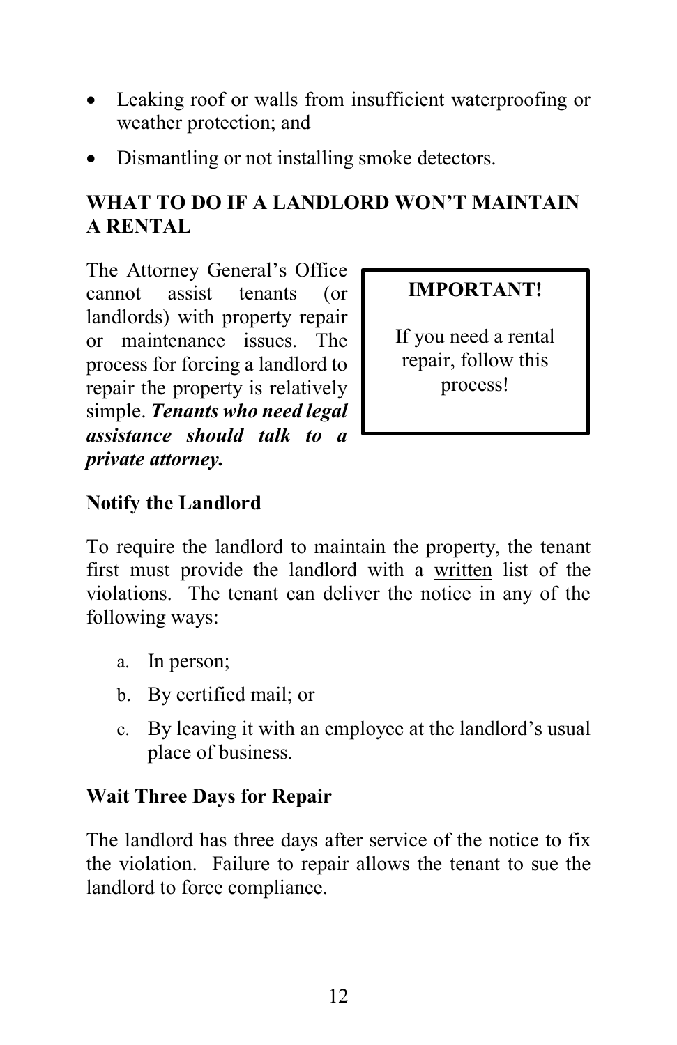- Leaking roof or walls from insufficient waterproofing or weather protection; and
- Dismantling or not installing smoke detectors.

## WHAT TO DO IF A LANDLORD WON'T MAINTAIN A RENTAL

The Attorney General's Office cannot assist tenants (or landlords) with property repair or maintenance issues. The process for forcing a landlord to repair the property is relatively simple. ***Tenants who need legal assistance should talk to a private attorney.***

> **IMPORTANT!**
>
> If you need a rental repair, follow this process!

### Notify the Landlord

To require the landlord to maintain the property, the tenant first must provide the landlord with a written list of the violations. The tenant can deliver the notice in any of the following ways:

a. In person;
b. By certified mail; or
c. By leaving it with an employee at the landlord's usual place of business.

### Wait Three Days for Repair

The landlord has three days after service of the notice to fix the violation. Failure to repair allows the tenant to sue the landlord to force compliance.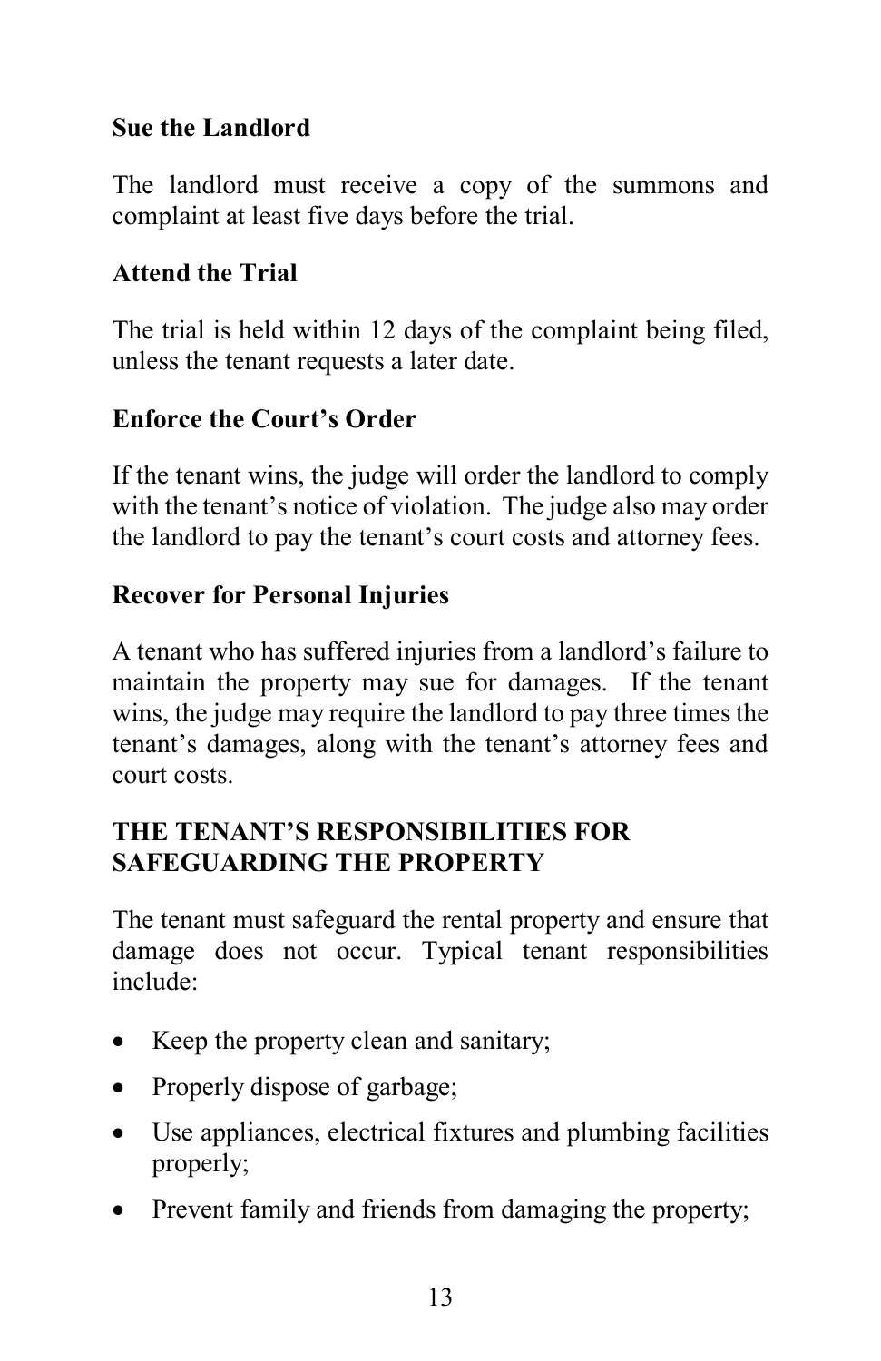### Sue the Landlord

The landlord must receive a copy of the summons and complaint at least five days before the trial.

### Attend the Trial

The trial is held within 12 days of the complaint being filed, unless the tenant requests a later date.

### Enforce the Court's Order

If the tenant wins, the judge will order the landlord to comply with the tenant's notice of violation. The judge also may order the landlord to pay the tenant's court costs and attorney fees.

### Recover for Personal Injuries

A tenant who has suffered injuries from a landlord's failure to maintain the property may sue for damages. If the tenant wins, the judge may require the landlord to pay three times the tenant's damages, along with the tenant's attorney fees and court costs.

## THE TENANT'S RESPONSIBILITIES FOR SAFEGUARDING THE PROPERTY

The tenant must safeguard the rental property and ensure that damage does not occur. Typical tenant responsibilities include:

- Keep the property clean and sanitary;
- Properly dispose of garbage;
- Use appliances, electrical fixtures and plumbing facilities properly;
- Prevent family and friends from damaging the property;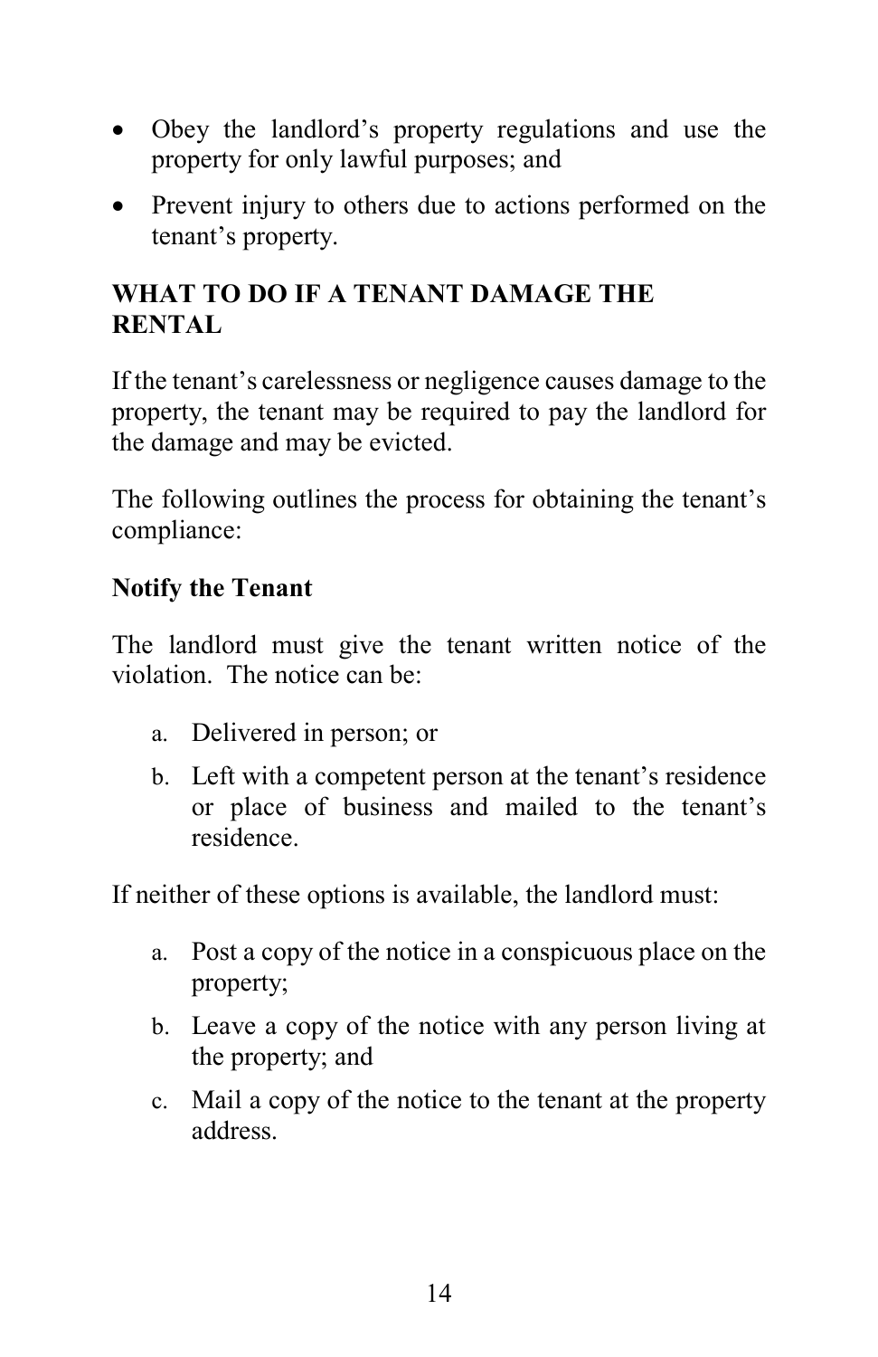- Obey the landlord's property regulations and use the property for only lawful purposes; and
- Prevent injury to others due to actions performed on the tenant's property.

## WHAT TO DO IF A TENANT DAMAGE THE RENTAL

If the tenant's carelessness or negligence causes damage to the property, the tenant may be required to pay the landlord for the damage and may be evicted.

The following outlines the process for obtaining the tenant's compliance:

### Notify the Tenant

The landlord must give the tenant written notice of the violation. The notice can be:

a. Delivered in person; or
b. Left with a competent person at the tenant's residence or place of business and mailed to the tenant's residence.

If neither of these options is available, the landlord must:

a. Post a copy of the notice in a conspicuous place on the property;
b. Leave a copy of the notice with any person living at the property; and
c. Mail a copy of the notice to the tenant at the property address.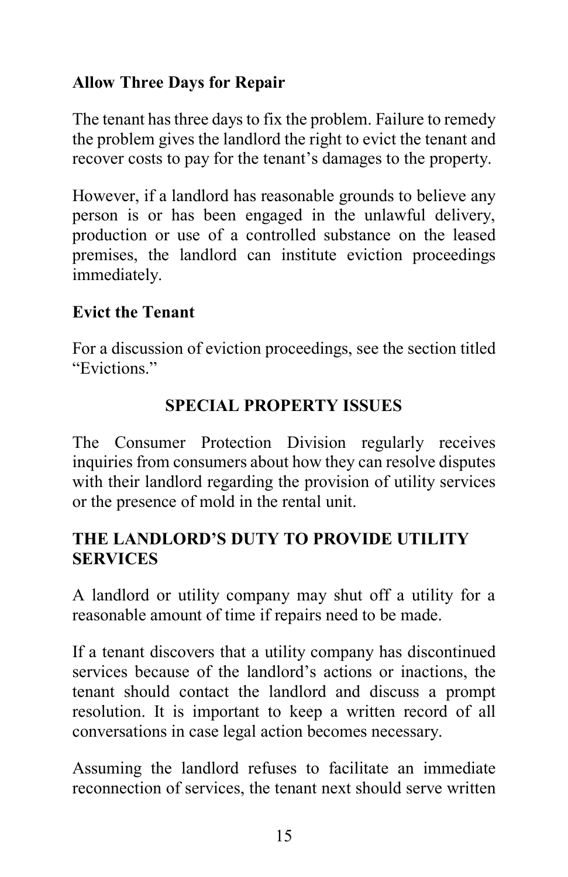### Allow Three Days for Repair

The tenant has three days to fix the problem. Failure to remedy the problem gives the landlord the right to evict the tenant and recover costs to pay for the tenant's damages to the property.

However, if a landlord has reasonable grounds to believe any person is or has been engaged in the unlawful delivery, production or use of a controlled substance on the leased premises, the landlord can institute eviction proceedings immediately.

### Evict the Tenant

For a discussion of eviction proceedings, see the section titled "Evictions."

## SPECIAL PROPERTY ISSUES

The Consumer Protection Division regularly receives inquiries from consumers about how they can resolve disputes with their landlord regarding the provision of utility services or the presence of mold in the rental unit.

## THE LANDLORD'S DUTY TO PROVIDE UTILITY SERVICES

A landlord or utility company may shut off a utility for a reasonable amount of time if repairs need to be made.

If a tenant discovers that a utility company has discontinued services because of the landlord's actions or inactions, the tenant should contact the landlord and discuss a prompt resolution. It is important to keep a written record of all conversations in case legal action becomes necessary.

Assuming the landlord refuses to facilitate an immediate reconnection of services, the tenant next should serve written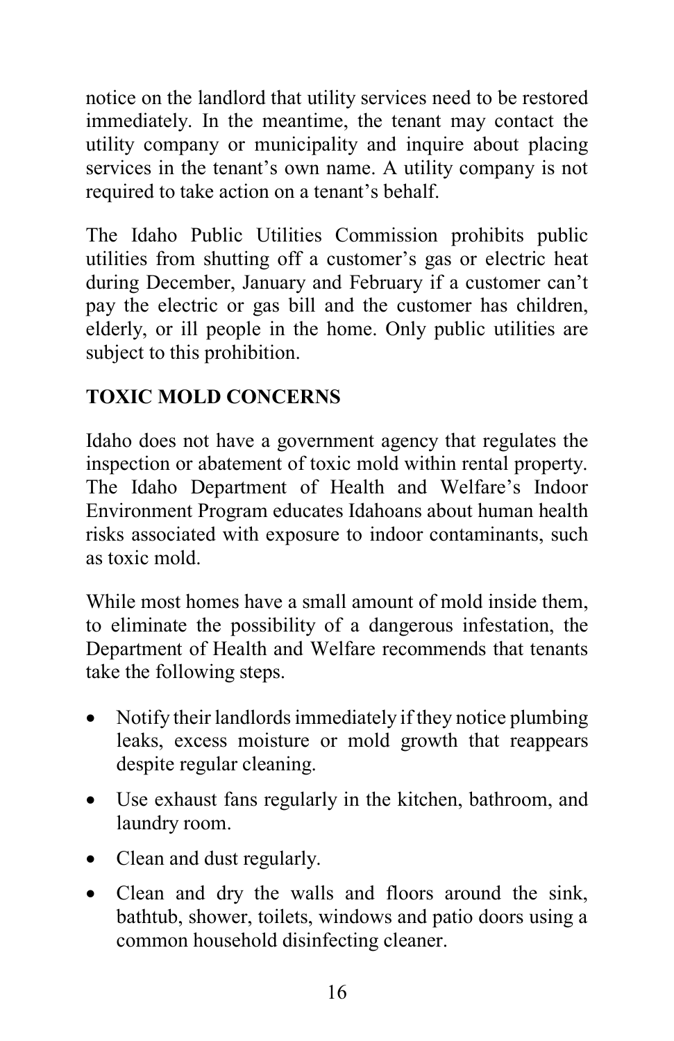notice on the landlord that utility services need to be restored immediately. In the meantime, the tenant may contact the utility company or municipality and inquire about placing services in the tenant's own name. A utility company is not required to take action on a tenant's behalf.

The Idaho Public Utilities Commission prohibits public utilities from shutting off a customer's gas or electric heat during December, January and February if a customer can't pay the electric or gas bill and the customer has children, elderly, or ill people in the home. Only public utilities are subject to this prohibition.

## TOXIC MOLD CONCERNS

Idaho does not have a government agency that regulates the inspection or abatement of toxic mold within rental property. The Idaho Department of Health and Welfare's Indoor Environment Program educates Idahoans about human health risks associated with exposure to indoor contaminants, such as toxic mold.

While most homes have a small amount of mold inside them, to eliminate the possibility of a dangerous infestation, the Department of Health and Welfare recommends that tenants take the following steps.

- Notify their landlords immediately if they notice plumbing leaks, excess moisture or mold growth that reappears despite regular cleaning.
- Use exhaust fans regularly in the kitchen, bathroom, and laundry room.
- Clean and dust regularly.
- Clean and dry the walls and floors around the sink, bathtub, shower, toilets, windows and patio doors using a common household disinfecting cleaner.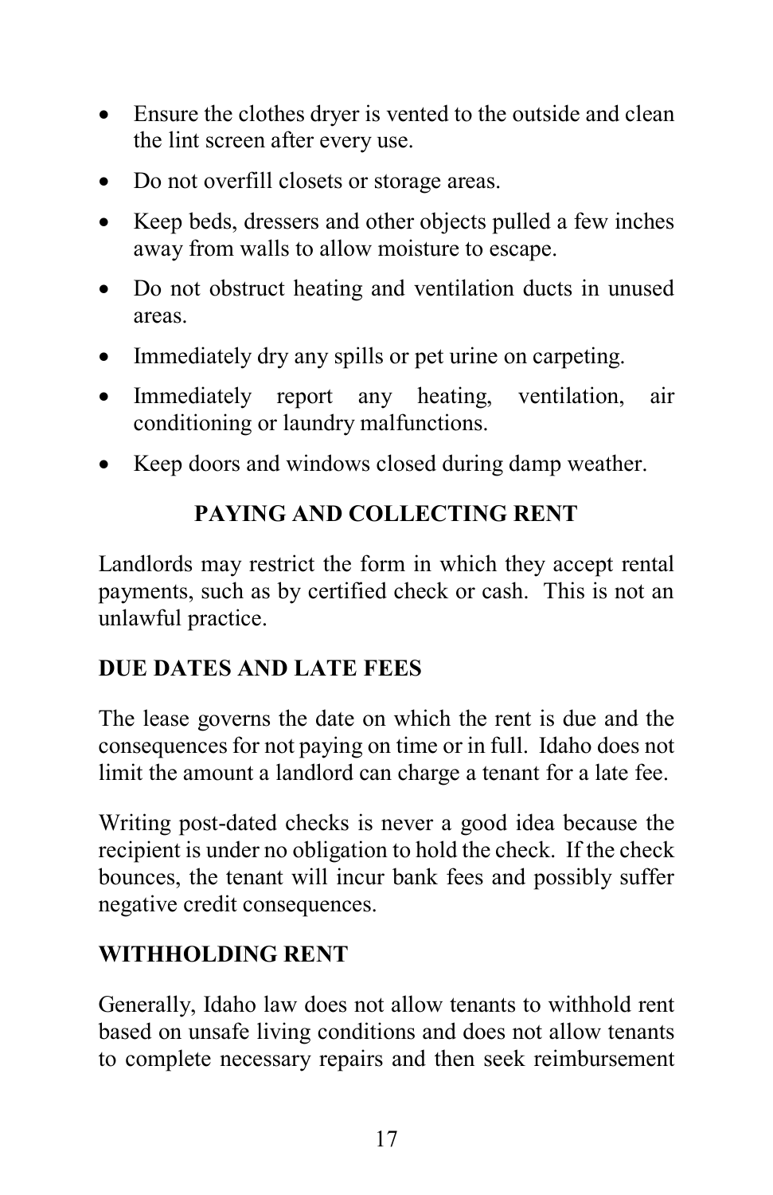- Ensure the clothes dryer is vented to the outside and clean the lint screen after every use.
- Do not overfill closets or storage areas.
- Keep beds, dressers and other objects pulled a few inches away from walls to allow moisture to escape.
- Do not obstruct heating and ventilation ducts in unused areas.
- Immediately dry any spills or pet urine on carpeting.
- Immediately report any heating, ventilation, air conditioning or laundry malfunctions.
- Keep doors and windows closed during damp weather.

## PAYING AND COLLECTING RENT

Landlords may restrict the form in which they accept rental payments, such as by certified check or cash. This is not an unlawful practice.

### DUE DATES AND LATE FEES

The lease governs the date on which the rent is due and the consequences for not paying on time or in full. Idaho does not limit the amount a landlord can charge a tenant for a late fee.

Writing post-dated checks is never a good idea because the recipient is under no obligation to hold the check. If the check bounces, the tenant will incur bank fees and possibly suffer negative credit consequences.

### WITHHOLDING RENT

Generally, Idaho law does not allow tenants to withhold rent based on unsafe living conditions and does not allow tenants to complete necessary repairs and then seek reimbursement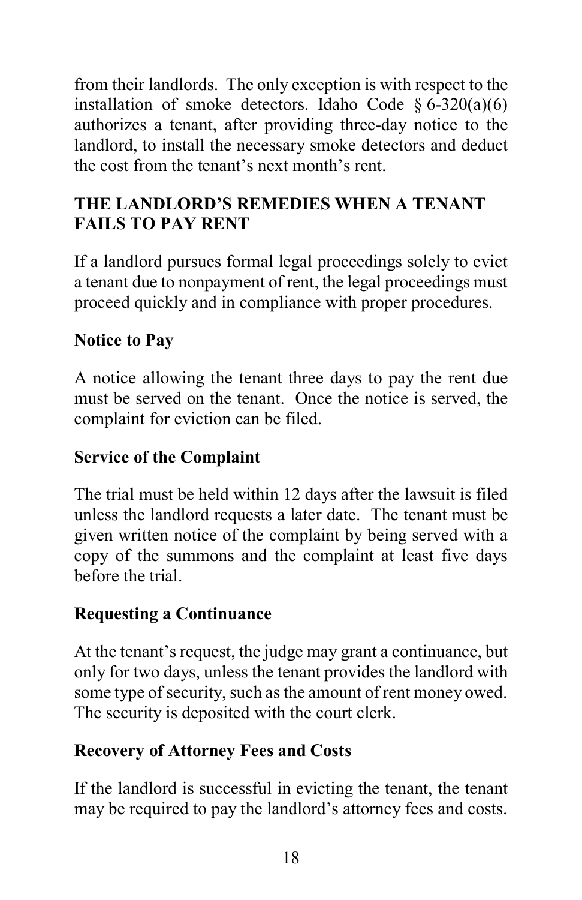from their landlords. The only exception is with respect to the installation of smoke detectors. Idaho Code § 6-320(a)(6) authorizes a tenant, after providing three-day notice to the landlord, to install the necessary smoke detectors and deduct the cost from the tenant's next month's rent.

## THE LANDLORD'S REMEDIES WHEN A TENANT FAILS TO PAY RENT

If a landlord pursues formal legal proceedings solely to evict a tenant due to nonpayment of rent, the legal proceedings must proceed quickly and in compliance with proper procedures.

### Notice to Pay

A notice allowing the tenant three days to pay the rent due must be served on the tenant. Once the notice is served, the complaint for eviction can be filed.

### Service of the Complaint

The trial must be held within 12 days after the lawsuit is filed unless the landlord requests a later date. The tenant must be given written notice of the complaint by being served with a copy of the summons and the complaint at least five days before the trial.

### Requesting a Continuance

At the tenant's request, the judge may grant a continuance, but only for two days, unless the tenant provides the landlord with some type of security, such as the amount of rent money owed. The security is deposited with the court clerk.

### Recovery of Attorney Fees and Costs

If the landlord is successful in evicting the tenant, the tenant may be required to pay the landlord's attorney fees and costs.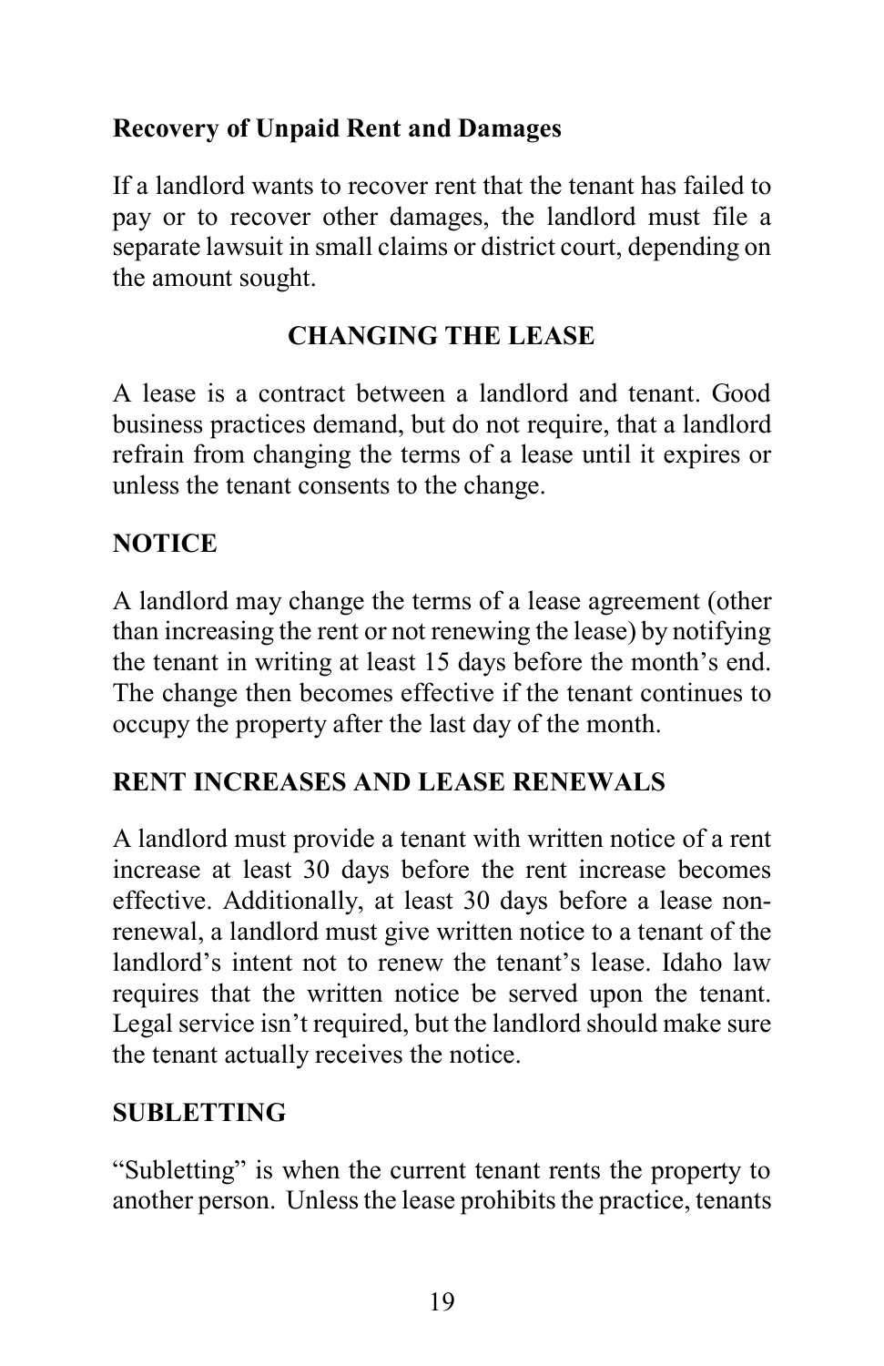**Recovery of Unpaid Rent and Damages**

If a landlord wants to recover rent that the tenant has failed to pay or to recover other damages, the landlord must file a separate lawsuit in small claims or district court, depending on the amount sought.

## CHANGING THE LEASE

A lease is a contract between a landlord and tenant. Good business practices demand, but do not require, that a landlord refrain from changing the terms of a lease until it expires or unless the tenant consents to the change.

### NOTICE

A landlord may change the terms of a lease agreement (other than increasing the rent or not renewing the lease) by notifying the tenant in writing at least 15 days before the month's end. The change then becomes effective if the tenant continues to occupy the property after the last day of the month.

### RENT INCREASES AND LEASE RENEWALS

A landlord must provide a tenant with written notice of a rent increase at least 30 days before the rent increase becomes effective. Additionally, at least 30 days before a lease non-renewal, a landlord must give written notice to a tenant of the landlord's intent not to renew the tenant's lease. Idaho law requires that the written notice be served upon the tenant. Legal service isn't required, but the landlord should make sure the tenant actually receives the notice.

### SUBLETTING

"Subletting" is when the current tenant rents the property to another person. Unless the lease prohibits the practice, tenants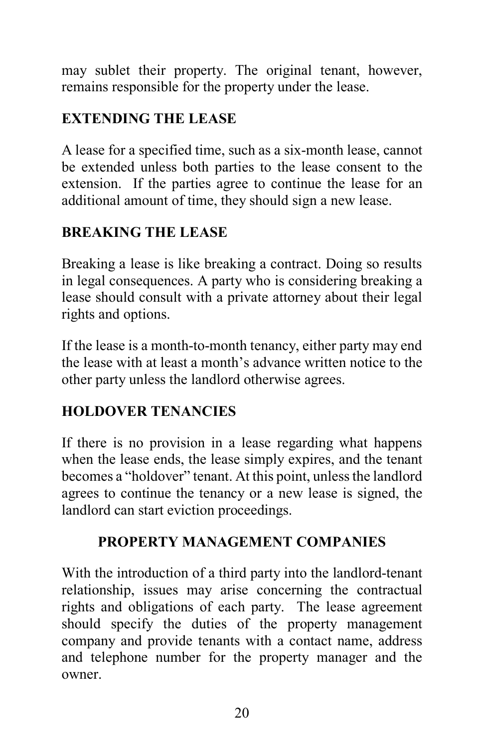may sublet their property. The original tenant, however, remains responsible for the property under the lease.

### EXTENDING THE LEASE

A lease for a specified time, such as a six-month lease, cannot be extended unless both parties to the lease consent to the extension. If the parties agree to continue the lease for an additional amount of time, they should sign a new lease.

### BREAKING THE LEASE

Breaking a lease is like breaking a contract. Doing so results in legal consequences. A party who is considering breaking a lease should consult with a private attorney about their legal rights and options.

If the lease is a month-to-month tenancy, either party may end the lease with at least a month's advance written notice to the other party unless the landlord otherwise agrees.

### HOLDOVER TENANCIES

If there is no provision in a lease regarding what happens when the lease ends, the lease simply expires, and the tenant becomes a "holdover" tenant. At this point, unless the landlord agrees to continue the tenancy or a new lease is signed, the landlord can start eviction proceedings.

## PROPERTY MANAGEMENT COMPANIES

With the introduction of a third party into the landlord-tenant relationship, issues may arise concerning the contractual rights and obligations of each party. The lease agreement should specify the duties of the property management company and provide tenants with a contact name, address and telephone number for the property manager and the owner.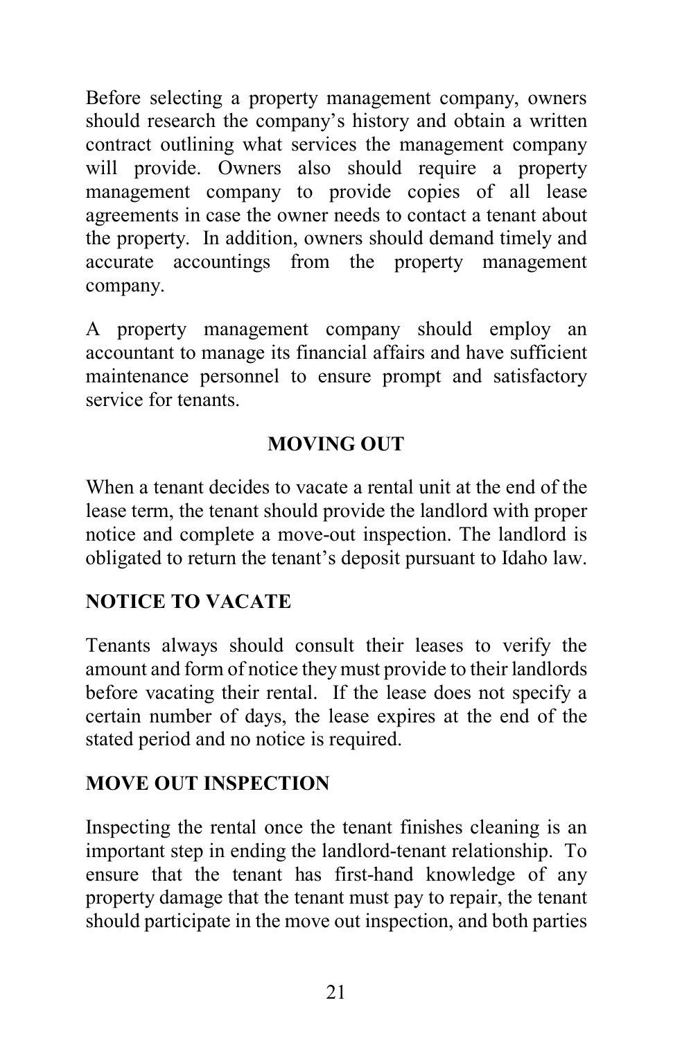Before selecting a property management company, owners should research the company's history and obtain a written contract outlining what services the management company will provide. Owners also should require a property management company to provide copies of all lease agreements in case the owner needs to contact a tenant about the property. In addition, owners should demand timely and accurate accountings from the property management company.

A property management company should employ an accountant to manage its financial affairs and have sufficient maintenance personnel to ensure prompt and satisfactory service for tenants.

## MOVING OUT

When a tenant decides to vacate a rental unit at the end of the lease term, the tenant should provide the landlord with proper notice and complete a move-out inspection. The landlord is obligated to return the tenant's deposit pursuant to Idaho law.

### NOTICE TO VACATE

Tenants always should consult their leases to verify the amount and form of notice they must provide to their landlords before vacating their rental. If the lease does not specify a certain number of days, the lease expires at the end of the stated period and no notice is required.

### MOVE OUT INSPECTION

Inspecting the rental once the tenant finishes cleaning is an important step in ending the landlord-tenant relationship. To ensure that the tenant has first-hand knowledge of any property damage that the tenant must pay to repair, the tenant should participate in the move out inspection, and both parties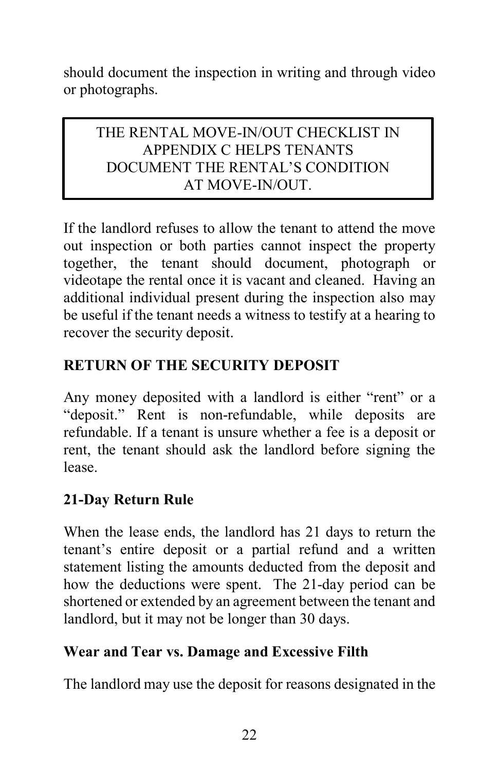should document the inspection in writing and through video or photographs.

> THE RENTAL MOVE-IN/OUT CHECKLIST IN APPENDIX C HELPS TENANTS DOCUMENT THE RENTAL'S CONDITION AT MOVE-IN/OUT.

If the landlord refuses to allow the tenant to attend the move out inspection or both parties cannot inspect the property together, the tenant should document, photograph or videotape the rental once it is vacant and cleaned. Having an additional individual present during the inspection also may be useful if the tenant needs a witness to testify at a hearing to recover the security deposit.

## RETURN OF THE SECURITY DEPOSIT

Any money deposited with a landlord is either "rent" or a "deposit." Rent is non-refundable, while deposits are refundable. If a tenant is unsure whether a fee is a deposit or rent, the tenant should ask the landlord before signing the lease.

### 21-Day Return Rule

When the lease ends, the landlord has 21 days to return the tenant's entire deposit or a partial refund and a written statement listing the amounts deducted from the deposit and how the deductions were spent. The 21-day period can be shortened or extended by an agreement between the tenant and landlord, but it may not be longer than 30 days.

### Wear and Tear vs. Damage and Excessive Filth

The landlord may use the deposit for reasons designated in the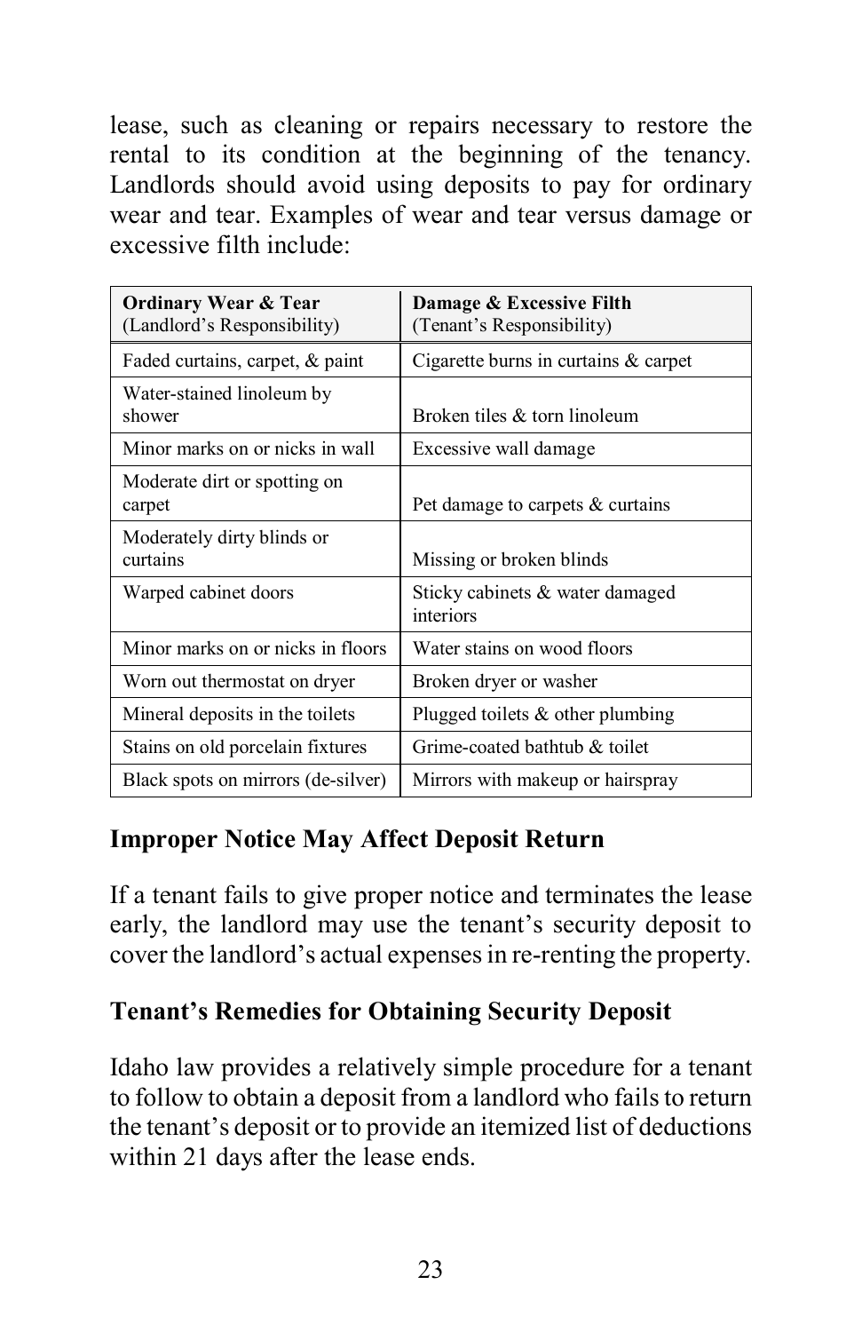lease, such as cleaning or repairs necessary to restore the rental to its condition at the beginning of the tenancy. Landlords should avoid using deposits to pay for ordinary wear and tear. Examples of wear and tear versus damage or excessive filth include:

| **Ordinary Wear & Tear** (Landlord's Responsibility) | **Damage & Excessive Filth** (Tenant's Responsibility) |
|---|---|
| Faded curtains, carpet, & paint | Cigarette burns in curtains & carpet |
| Water-stained linoleum by shower | Broken tiles & torn linoleum |
| Minor marks on or nicks in wall | Excessive wall damage |
| Moderate dirt or spotting on carpet | Pet damage to carpets & curtains |
| Moderately dirty blinds or curtains | Missing or broken blinds |
| Warped cabinet doors | Sticky cabinets & water damaged interiors |
| Minor marks on or nicks in floors | Water stains on wood floors |
| Worn out thermostat on dryer | Broken dryer or washer |
| Mineral deposits in the toilets | Plugged toilets & other plumbing |
| Stains on old porcelain fixtures | Grime-coated bathtub & toilet |
| Black spots on mirrors (de-silver) | Mirrors with makeup or hairspray |

### Improper Notice May Affect Deposit Return

If a tenant fails to give proper notice and terminates the lease early, the landlord may use the tenant's security deposit to cover the landlord's actual expenses in re-renting the property.

### Tenant's Remedies for Obtaining Security Deposit

Idaho law provides a relatively simple procedure for a tenant to follow to obtain a deposit from a landlord who fails to return the tenant's deposit or to provide an itemized list of deductions within 21 days after the lease ends.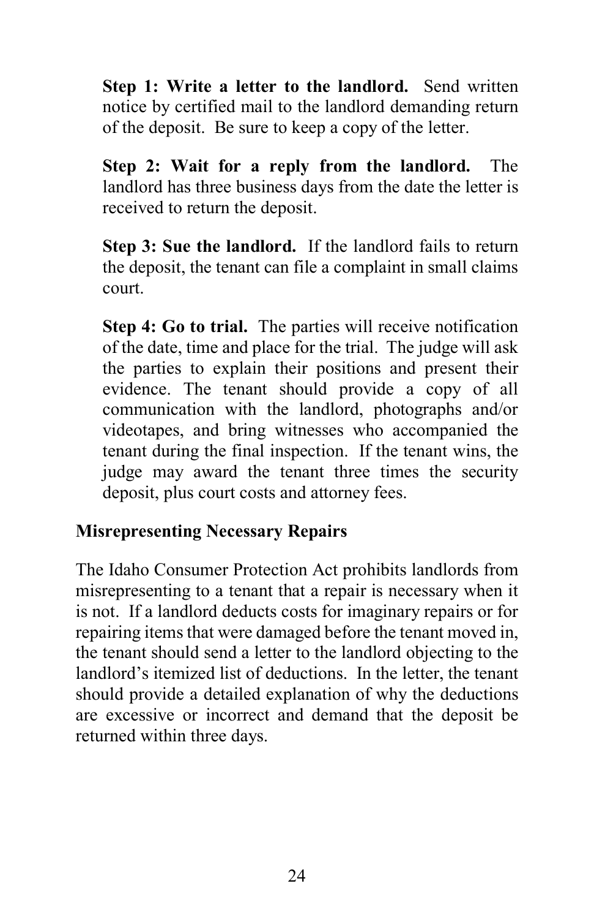**Step 1: Write a letter to the landlord.** Send written notice by certified mail to the landlord demanding return of the deposit. Be sure to keep a copy of the letter.

**Step 2: Wait for a reply from the landlord.** The landlord has three business days from the date the letter is received to return the deposit.

**Step 3: Sue the landlord.** If the landlord fails to return the deposit, the tenant can file a complaint in small claims court.

**Step 4: Go to trial.** The parties will receive notification of the date, time and place for the trial. The judge will ask the parties to explain their positions and present their evidence. The tenant should provide a copy of all communication with the landlord, photographs and/or videotapes, and bring witnesses who accompanied the tenant during the final inspection. If the tenant wins, the judge may award the tenant three times the security deposit, plus court costs and attorney fees.

### Misrepresenting Necessary Repairs

The Idaho Consumer Protection Act prohibits landlords from misrepresenting to a tenant that a repair is necessary when it is not. If a landlord deducts costs for imaginary repairs or for repairing items that were damaged before the tenant moved in, the tenant should send a letter to the landlord objecting to the landlord's itemized list of deductions. In the letter, the tenant should provide a detailed explanation of why the deductions are excessive or incorrect and demand that the deposit be returned within three days.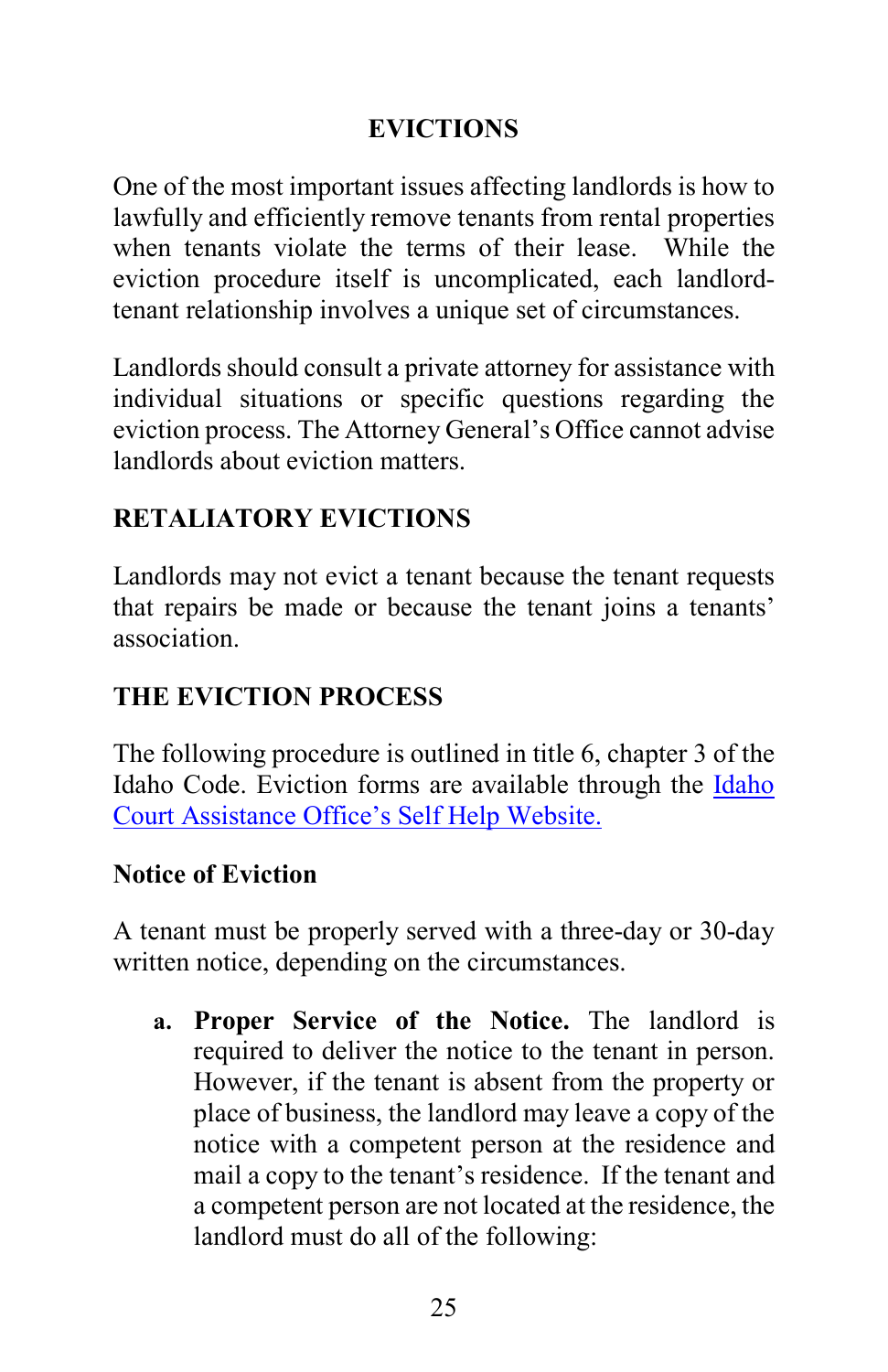## EVICTIONS

One of the most important issues affecting landlords is how to lawfully and efficiently remove tenants from rental properties when tenants violate the terms of their lease. While the eviction procedure itself is uncomplicated, each landlord-tenant relationship involves a unique set of circumstances.

Landlords should consult a private attorney for assistance with individual situations or specific questions regarding the eviction process. The Attorney General's Office cannot advise landlords about eviction matters.

### RETALIATORY EVICTIONS

Landlords may not evict a tenant because the tenant requests that repairs be made or because the tenant joins a tenants' association.

### THE EVICTION PROCESS

The following procedure is outlined in title 6, chapter 3 of the Idaho Code. Eviction forms are available through the Idaho Court Assistance Office's Self Help Website.

#### Notice of Eviction

A tenant must be properly served with a three-day or 30-day written notice, depending on the circumstances.

a. **Proper Service of the Notice.** The landlord is required to deliver the notice to the tenant in person. However, if the tenant is absent from the property or place of business, the landlord may leave a copy of the notice with a competent person at the residence and mail a copy to the tenant's residence. If the tenant and a competent person are not located at the residence, the landlord must do all of the following: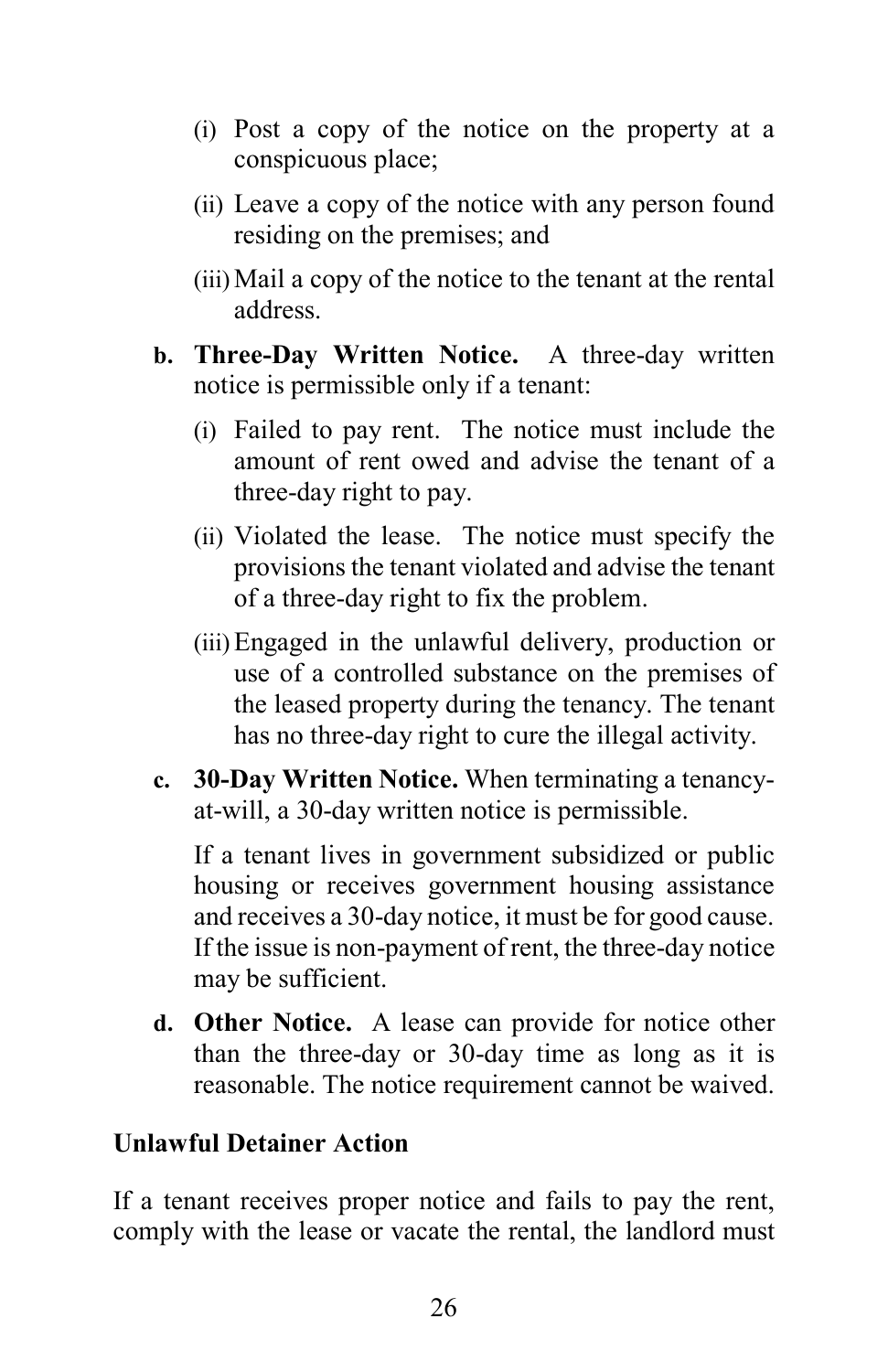(i) Post a copy of the notice on the property at a conspicuous place;

(ii) Leave a copy of the notice with any person found residing on the premises; and

(iii) Mail a copy of the notice to the tenant at the rental address.

**b. Three-Day Written Notice.** A three-day written notice is permissible only if a tenant:

(i) Failed to pay rent. The notice must include the amount of rent owed and advise the tenant of a three-day right to pay.

(ii) Violated the lease. The notice must specify the provisions the tenant violated and advise the tenant of a three-day right to fix the problem.

(iii) Engaged in the unlawful delivery, production or use of a controlled substance on the premises of the leased property during the tenancy. The tenant has no three-day right to cure the illegal activity.

**c. 30-Day Written Notice.** When terminating a tenancy-at-will, a 30-day written notice is permissible.

If a tenant lives in government subsidized or public housing or receives government housing assistance and receives a 30-day notice, it must be for good cause. If the issue is non-payment of rent, the three-day notice may be sufficient.

**d. Other Notice.** A lease can provide for notice other than the three-day or 30-day time as long as it is reasonable. The notice requirement cannot be waived.

**Unlawful Detainer Action**

If a tenant receives proper notice and fails to pay the rent, comply with the lease or vacate the rental, the landlord must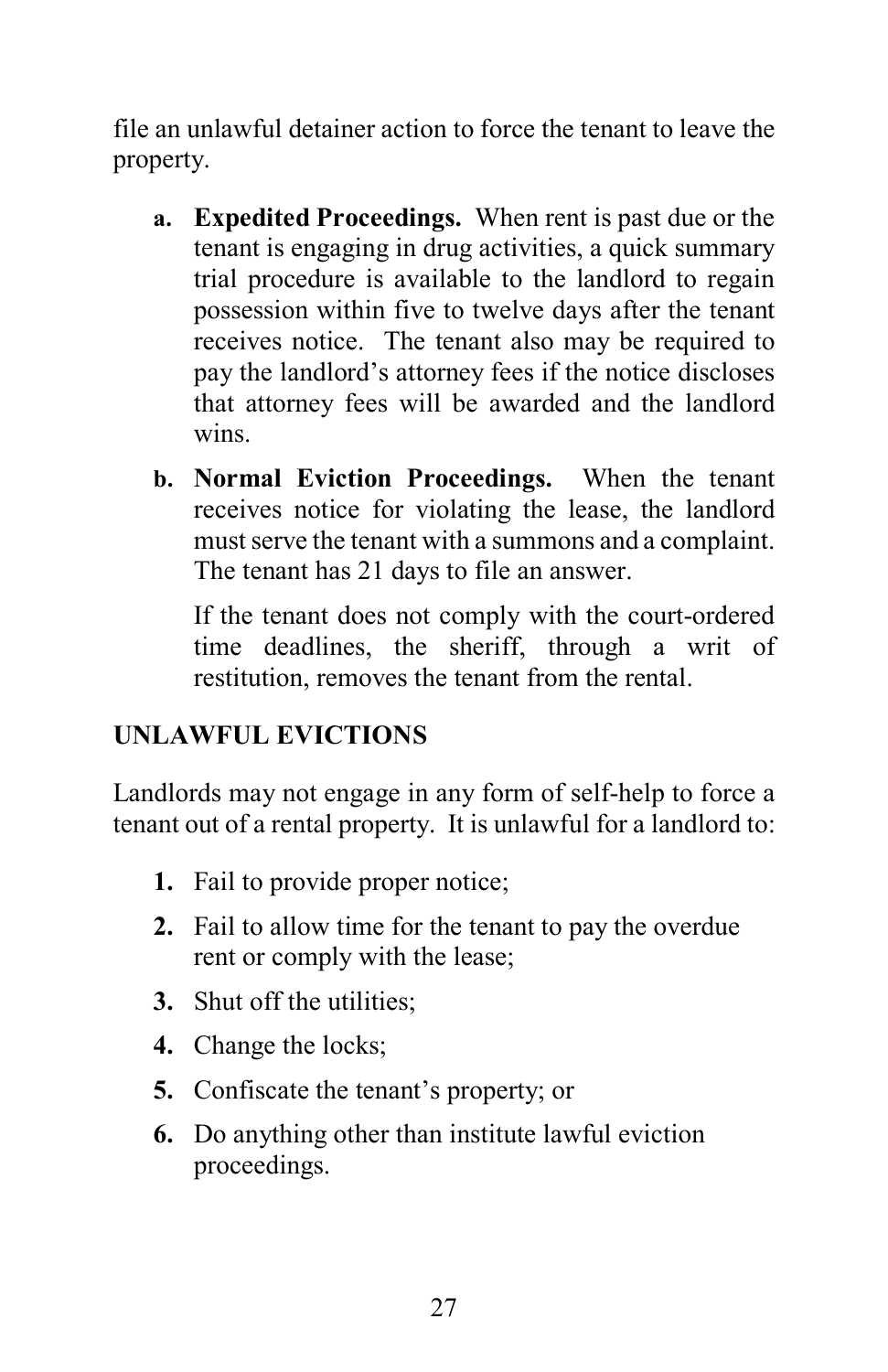file an unlawful detainer action to force the tenant to leave the property.

a. **Expedited Proceedings.** When rent is past due or the tenant is engaging in drug activities, a quick summary trial procedure is available to the landlord to regain possession within five to twelve days after the tenant receives notice. The tenant also may be required to pay the landlord's attorney fees if the notice discloses that attorney fees will be awarded and the landlord wins.

b. **Normal Eviction Proceedings.** When the tenant receives notice for violating the lease, the landlord must serve the tenant with a summons and a complaint. The tenant has 21 days to file an answer.

   If the tenant does not comply with the court-ordered time deadlines, the sheriff, through a writ of restitution, removes the tenant from the rental.

## UNLAWFUL EVICTIONS

Landlords may not engage in any form of self-help to force a tenant out of a rental property. It is unlawful for a landlord to:

1. Fail to provide proper notice;
2. Fail to allow time for the tenant to pay the overdue rent or comply with the lease;
3. Shut off the utilities;
4. Change the locks;
5. Confiscate the tenant's property; or
6. Do anything other than institute lawful eviction proceedings.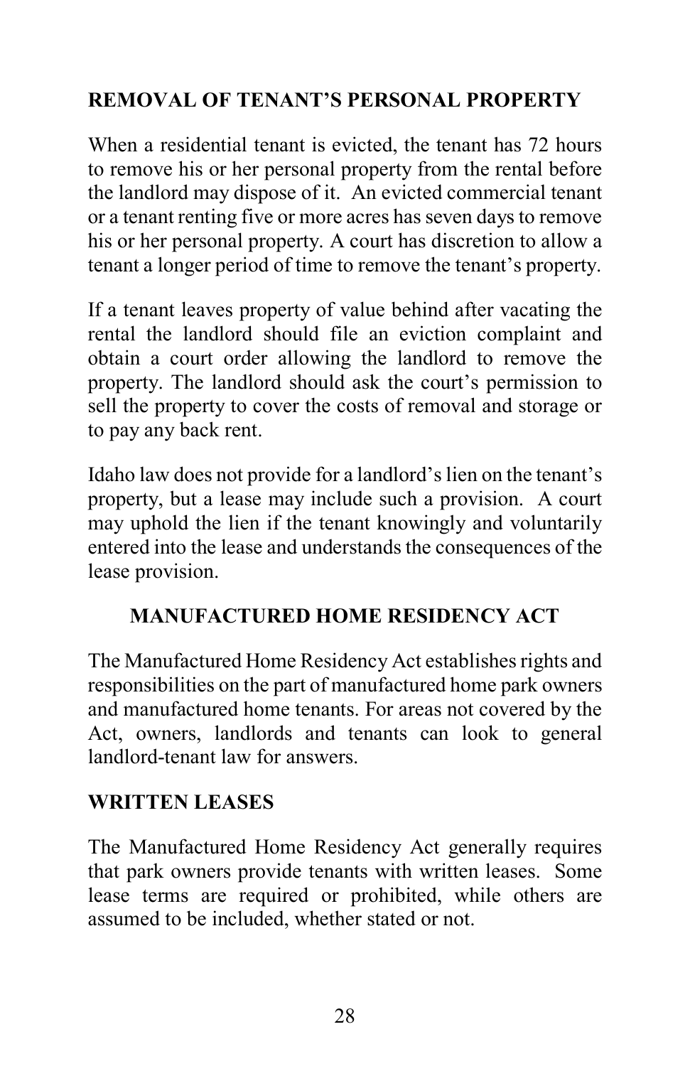## REMOVAL OF TENANT'S PERSONAL PROPERTY

When a residential tenant is evicted, the tenant has 72 hours to remove his or her personal property from the rental before the landlord may dispose of it. An evicted commercial tenant or a tenant renting five or more acres has seven days to remove his or her personal property. A court has discretion to allow a tenant a longer period of time to remove the tenant's property.

If a tenant leaves property of value behind after vacating the rental the landlord should file an eviction complaint and obtain a court order allowing the landlord to remove the property. The landlord should ask the court's permission to sell the property to cover the costs of removal and storage or to pay any back rent.

Idaho law does not provide for a landlord's lien on the tenant's property, but a lease may include such a provision. A court may uphold the lien if the tenant knowingly and voluntarily entered into the lease and understands the consequences of the lease provision.

# MANUFACTURED HOME RESIDENCY ACT

The Manufactured Home Residency Act establishes rights and responsibilities on the part of manufactured home park owners and manufactured home tenants. For areas not covered by the Act, owners, landlords and tenants can look to general landlord-tenant law for answers.

## WRITTEN LEASES

The Manufactured Home Residency Act generally requires that park owners provide tenants with written leases. Some lease terms are required or prohibited, while others are assumed to be included, whether stated or not.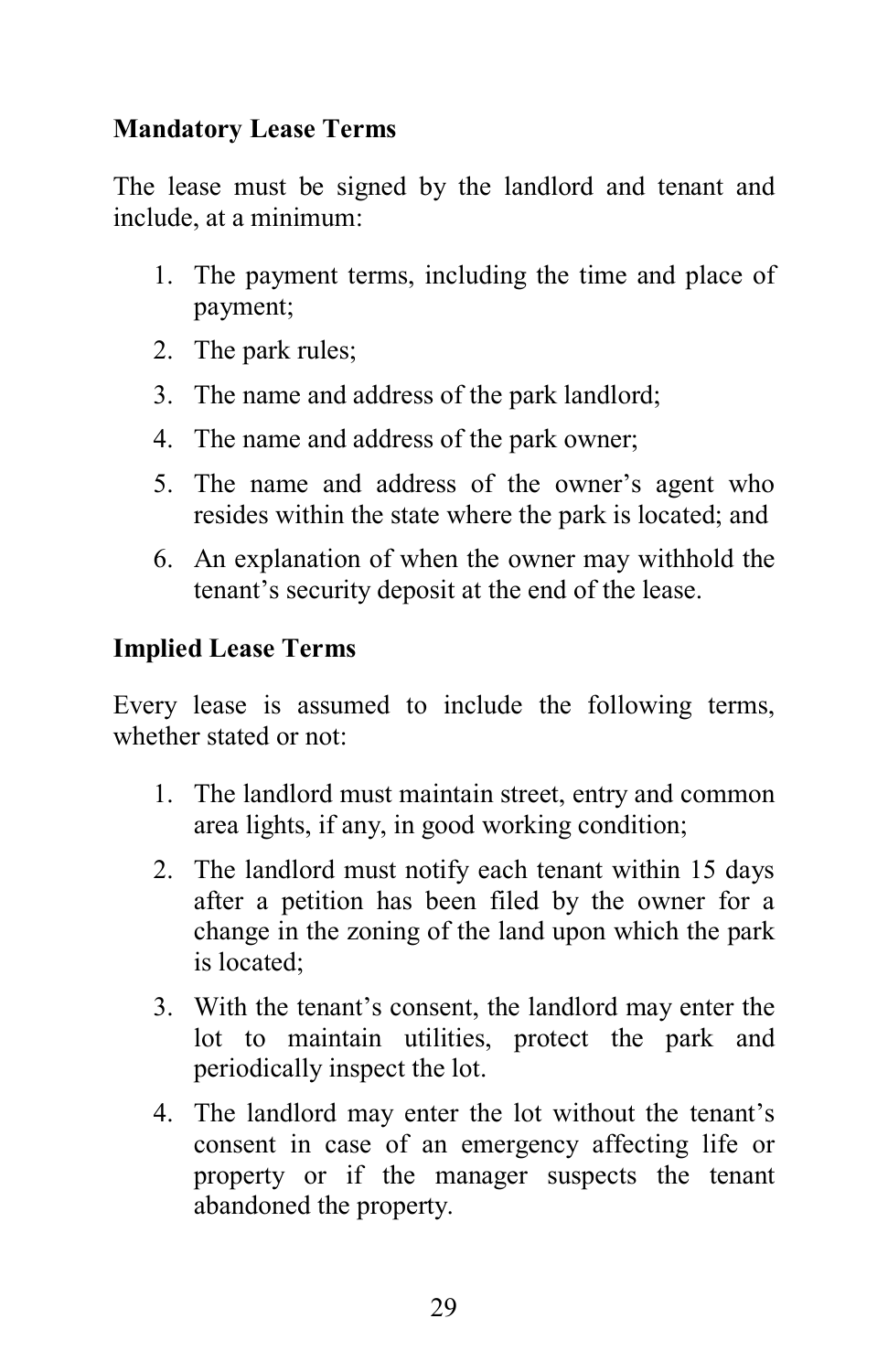**Mandatory Lease Terms**

The lease must be signed by the landlord and tenant and include, at a minimum:

1. The payment terms, including the time and place of payment;
2. The park rules;
3. The name and address of the park landlord;
4. The name and address of the park owner;
5. The name and address of the owner's agent who resides within the state where the park is located; and
6. An explanation of when the owner may withhold the tenant's security deposit at the end of the lease.

**Implied Lease Terms**

Every lease is assumed to include the following terms, whether stated or not:

1. The landlord must maintain street, entry and common area lights, if any, in good working condition;
2. The landlord must notify each tenant within 15 days after a petition has been filed by the owner for a change in the zoning of the land upon which the park is located;
3. With the tenant's consent, the landlord may enter the lot to maintain utilities, protect the park and periodically inspect the lot.
4. The landlord may enter the lot without the tenant's consent in case of an emergency affecting life or property or if the manager suspects the tenant abandoned the property.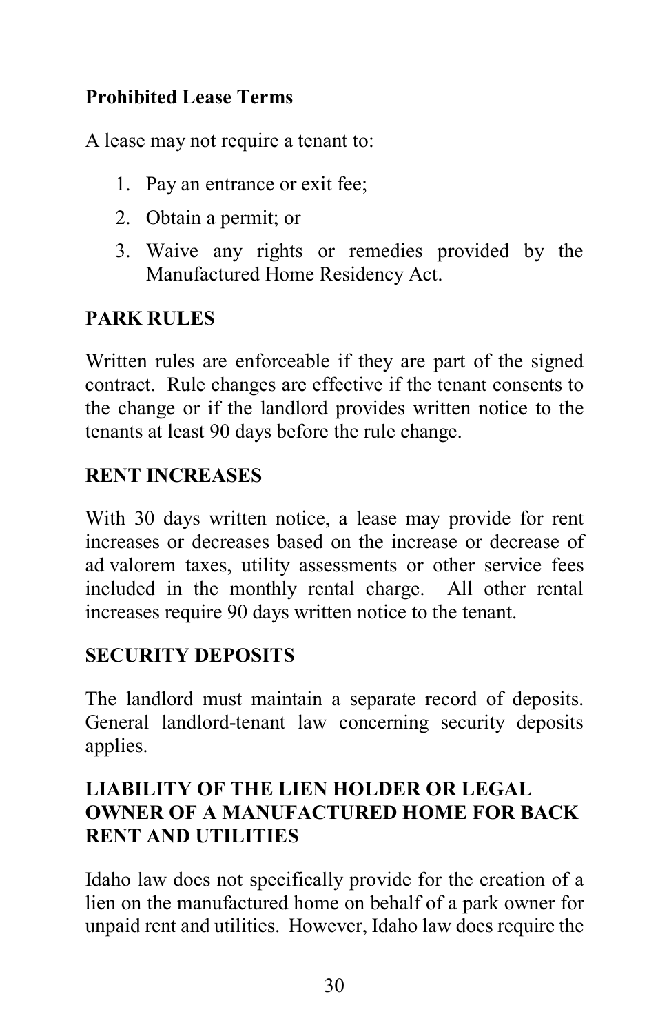**Prohibited Lease Terms**

A lease may not require a tenant to:

1. Pay an entrance or exit fee;
2. Obtain a permit; or
3. Waive any rights or remedies provided by the Manufactured Home Residency Act.

## PARK RULES

Written rules are enforceable if they are part of the signed contract. Rule changes are effective if the tenant consents to the change or if the landlord provides written notice to the tenants at least 90 days before the rule change.

## RENT INCREASES

With 30 days written notice, a lease may provide for rent increases or decreases based on the increase or decrease of ad valorem taxes, utility assessments or other service fees included in the monthly rental charge. All other rental increases require 90 days written notice to the tenant.

## SECURITY DEPOSITS

The landlord must maintain a separate record of deposits. General landlord-tenant law concerning security deposits applies.

## LIABILITY OF THE LIEN HOLDER OR LEGAL OWNER OF A MANUFACTURED HOME FOR BACK RENT AND UTILITIES

Idaho law does not specifically provide for the creation of a lien on the manufactured home on behalf of a park owner for unpaid rent and utilities. However, Idaho law does require the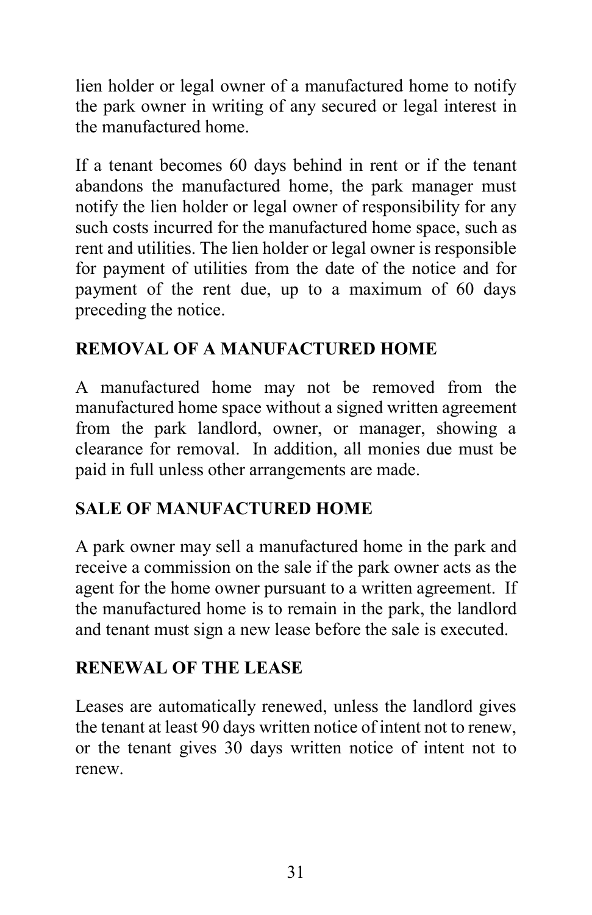lien holder or legal owner of a manufactured home to notify the park owner in writing of any secured or legal interest in the manufactured home.

If a tenant becomes 60 days behind in rent or if the tenant abandons the manufactured home, the park manager must notify the lien holder or legal owner of responsibility for any such costs incurred for the manufactured home space, such as rent and utilities. The lien holder or legal owner is responsible for payment of utilities from the date of the notice and for payment of the rent due, up to a maximum of 60 days preceding the notice.

## REMOVAL OF A MANUFACTURED HOME

A manufactured home may not be removed from the manufactured home space without a signed written agreement from the park landlord, owner, or manager, showing a clearance for removal. In addition, all monies due must be paid in full unless other arrangements are made.

## SALE OF MANUFACTURED HOME

A park owner may sell a manufactured home in the park and receive a commission on the sale if the park owner acts as the agent for the home owner pursuant to a written agreement. If the manufactured home is to remain in the park, the landlord and tenant must sign a new lease before the sale is executed.

## RENEWAL OF THE LEASE

Leases are automatically renewed, unless the landlord gives the tenant at least 90 days written notice of intent not to renew, or the tenant gives 30 days written notice of intent not to renew.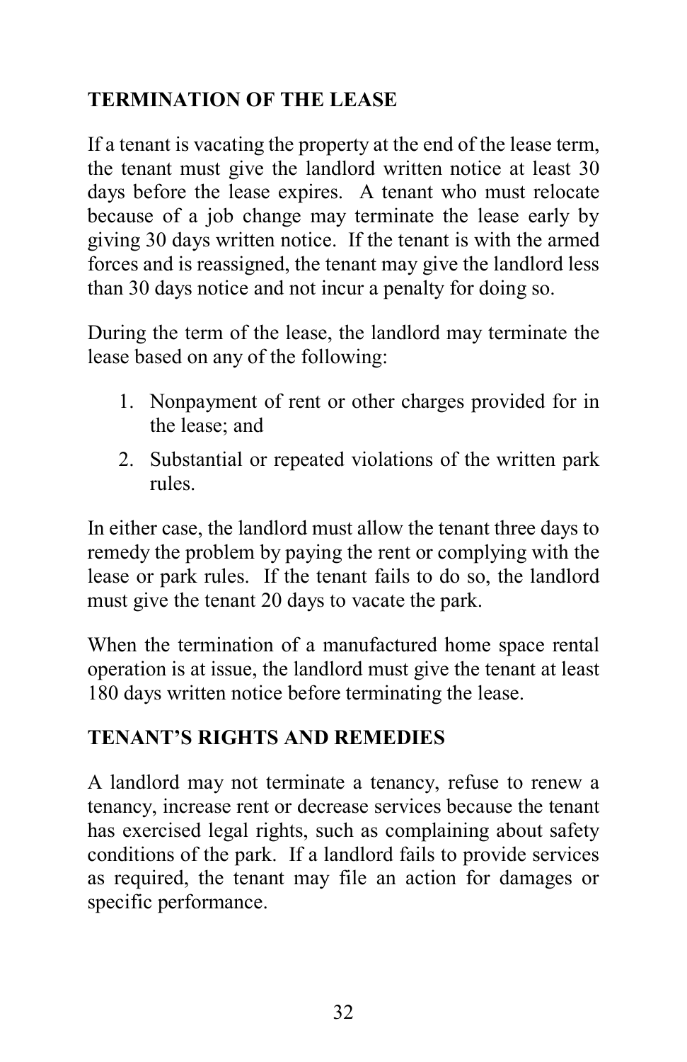## TERMINATION OF THE LEASE

If a tenant is vacating the property at the end of the lease term, the tenant must give the landlord written notice at least 30 days before the lease expires. A tenant who must relocate because of a job change may terminate the lease early by giving 30 days written notice. If the tenant is with the armed forces and is reassigned, the tenant may give the landlord less than 30 days notice and not incur a penalty for doing so.

During the term of the lease, the landlord may terminate the lease based on any of the following:

1. Nonpayment of rent or other charges provided for in the lease; and
2. Substantial or repeated violations of the written park rules.

In either case, the landlord must allow the tenant three days to remedy the problem by paying the rent or complying with the lease or park rules. If the tenant fails to do so, the landlord must give the tenant 20 days to vacate the park.

When the termination of a manufactured home space rental operation is at issue, the landlord must give the tenant at least 180 days written notice before terminating the lease.

## TENANT'S RIGHTS AND REMEDIES

A landlord may not terminate a tenancy, refuse to renew a tenancy, increase rent or decrease services because the tenant has exercised legal rights, such as complaining about safety conditions of the park. If a landlord fails to provide services as required, the tenant may file an action for damages or specific performance.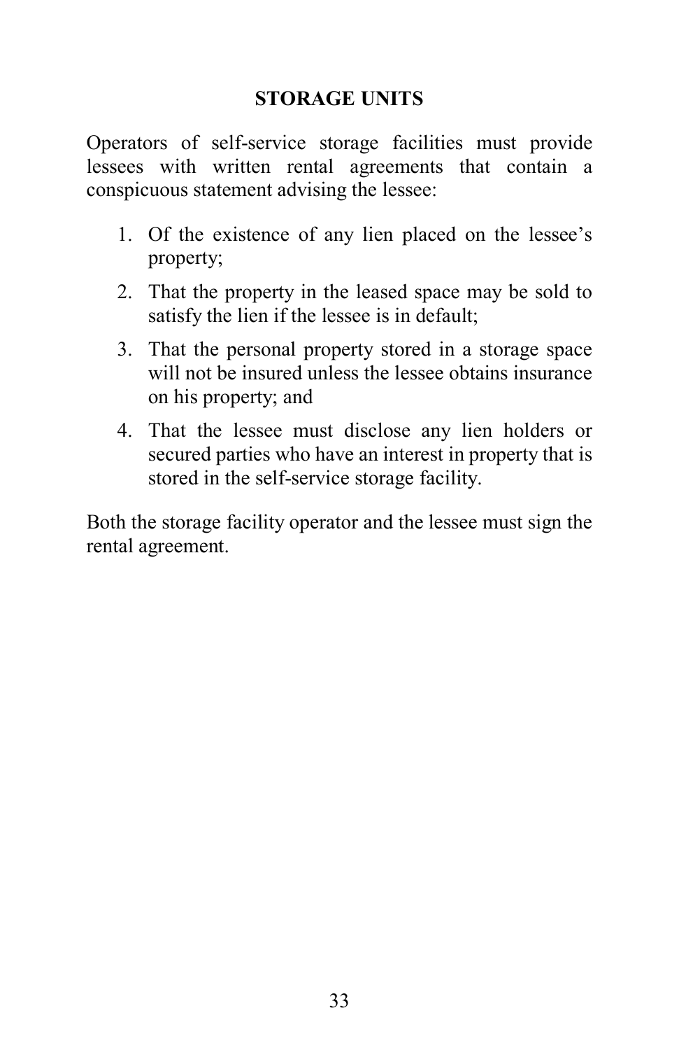## STORAGE UNITS

Operators of self-service storage facilities must provide lessees with written rental agreements that contain a conspicuous statement advising the lessee:

1. Of the existence of any lien placed on the lessee's property;
2. That the property in the leased space may be sold to satisfy the lien if the lessee is in default;
3. That the personal property stored in a storage space will not be insured unless the lessee obtains insurance on his property; and
4. That the lessee must disclose any lien holders or secured parties who have an interest in property that is stored in the self-service storage facility.

Both the storage facility operator and the lessee must sign the rental agreement.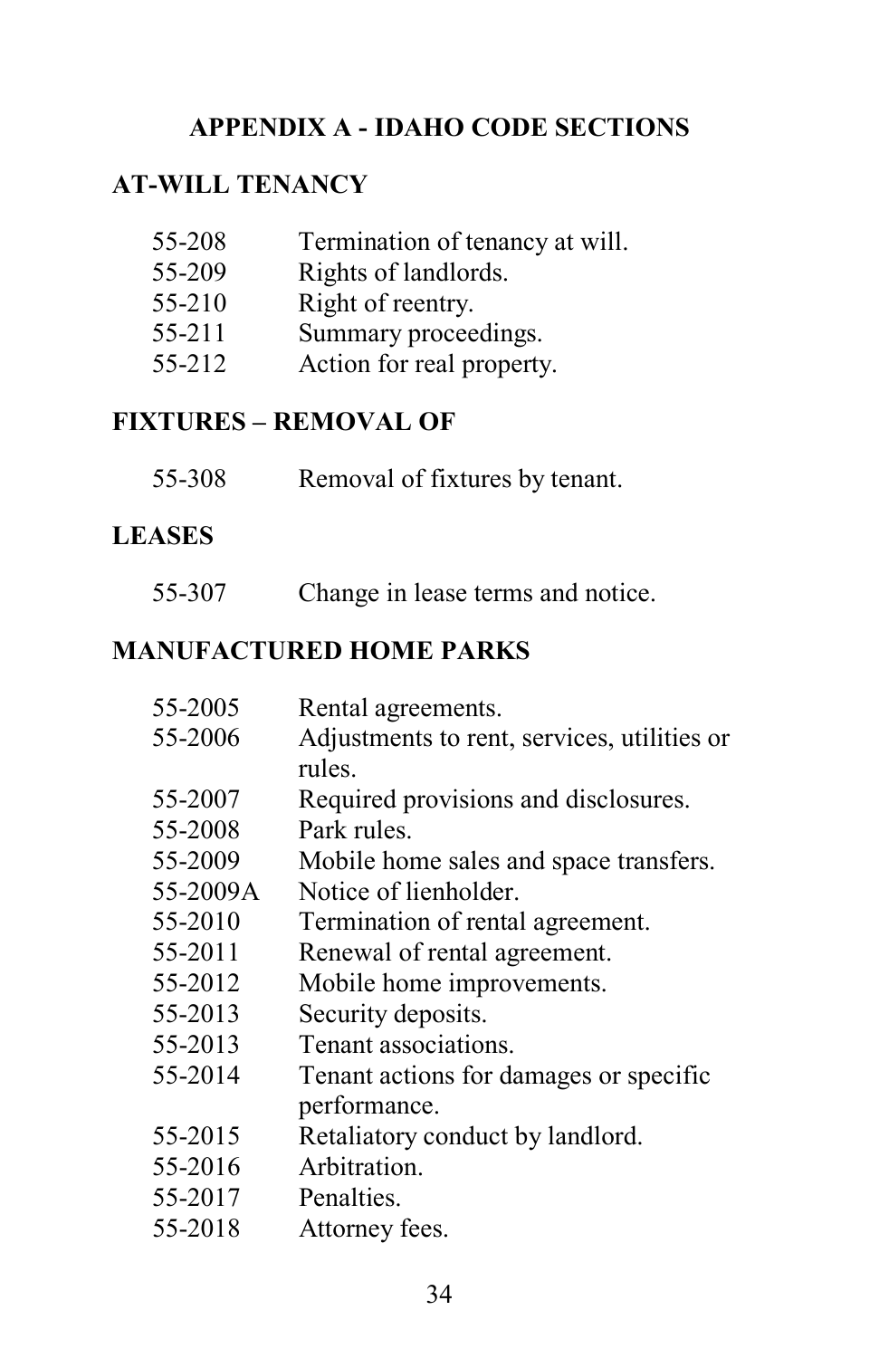# APPENDIX A - IDAHO CODE SECTIONS

## AT-WILL TENANCY

| | |
|---|---|
| 55-208 | Termination of tenancy at will. |
| 55-209 | Rights of landlords. |
| 55-210 | Right of reentry. |
| 55-211 | Summary proceedings. |
| 55-212 | Action for real property. |

## FIXTURES – REMOVAL OF

| | |
|---|---|
| 55-308 | Removal of fixtures by tenant. |

## LEASES

| | |
|---|---|
| 55-307 | Change in lease terms and notice. |

## MANUFACTURED HOME PARKS

| | |
|---|---|
| 55-2005 | Rental agreements. |
| 55-2006 | Adjustments to rent, services, utilities or rules. |
| 55-2007 | Required provisions and disclosures. |
| 55-2008 | Park rules. |
| 55-2009 | Mobile home sales and space transfers. |
| 55-2009A | Notice of lienholder. |
| 55-2010 | Termination of rental agreement. |
| 55-2011 | Renewal of rental agreement. |
| 55-2012 | Mobile home improvements. |
| 55-2013 | Security deposits. |
| 55-2013 | Tenant associations. |
| 55-2014 | Tenant actions for damages or specific performance. |
| 55-2015 | Retaliatory conduct by landlord. |
| 55-2016 | Arbitration. |
| 55-2017 | Penalties. |
| 55-2018 | Attorney fees. |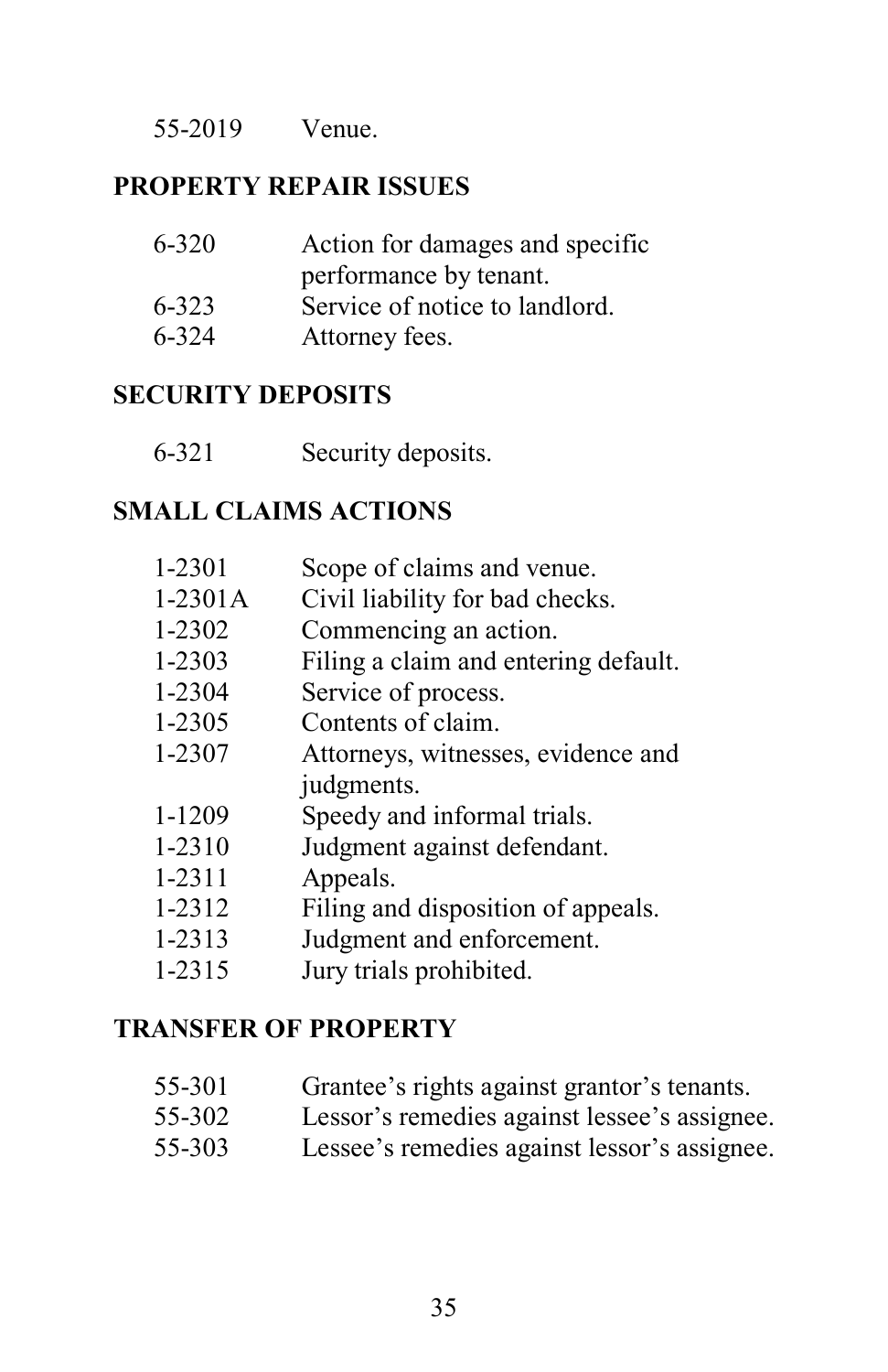| | |
|---|---|
| 55-2019 | Venue. |

## PROPERTY REPAIR ISSUES

| | |
|---|---|
| 6-320 | Action for damages and specific performance by tenant. |
| 6-323 | Service of notice to landlord. |
| 6-324 | Attorney fees. |

## SECURITY DEPOSITS

| | |
|---|---|
| 6-321 | Security deposits. |

## SMALL CLAIMS ACTIONS

| | |
|---|---|
| 1-2301 | Scope of claims and venue. |
| 1-2301A | Civil liability for bad checks. |
| 1-2302 | Commencing an action. |
| 1-2303 | Filing a claim and entering default. |
| 1-2304 | Service of process. |
| 1-2305 | Contents of claim. |
| 1-2307 | Attorneys, witnesses, evidence and judgments. |
| 1-1209 | Speedy and informal trials. |
| 1-2310 | Judgment against defendant. |
| 1-2311 | Appeals. |
| 1-2312 | Filing and disposition of appeals. |
| 1-2313 | Judgment and enforcement. |
| 1-2315 | Jury trials prohibited. |

## TRANSFER OF PROPERTY

| | |
|---|---|
| 55-301 | Grantee's rights against grantor's tenants. |
| 55-302 | Lessor's remedies against lessee's assignee. |
| 55-303 | Lessee's remedies against lessor's assignee. |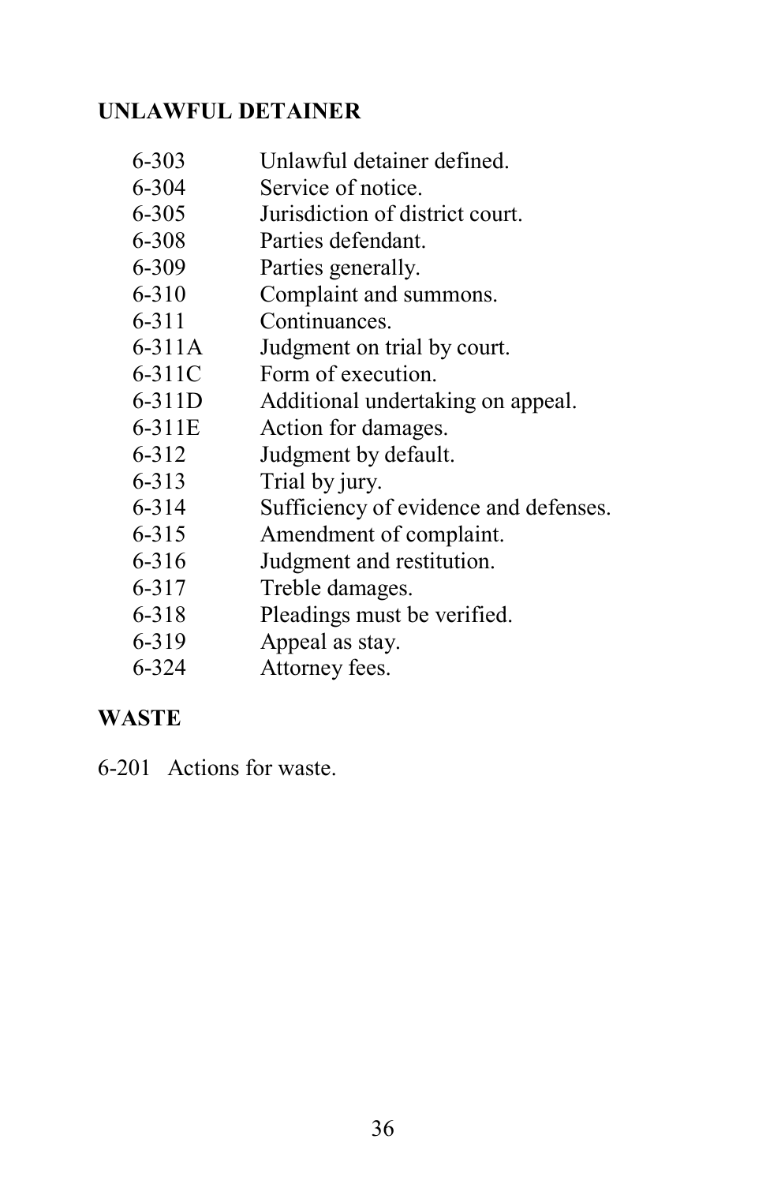**UNLAWFUL DETAINER**

6-303 Unlawful detainer defined.
6-304 Service of notice.
6-305 Jurisdiction of district court.
6-308 Parties defendant.
6-309 Parties generally.
6-310 Complaint and summons.
6-311 Continuances.
6-311A Judgment on trial by court.
6-311C Form of execution.
6-311D Additional undertaking on appeal.
6-311E Action for damages.
6-312 Judgment by default.
6-313 Trial by jury.
6-314 Sufficiency of evidence and defenses.
6-315 Amendment of complaint.
6-316 Judgment and restitution.
6-317 Treble damages.
6-318 Pleadings must be verified.
6-319 Appeal as stay.
6-324 Attorney fees.

**WASTE**

6-201 Actions for waste.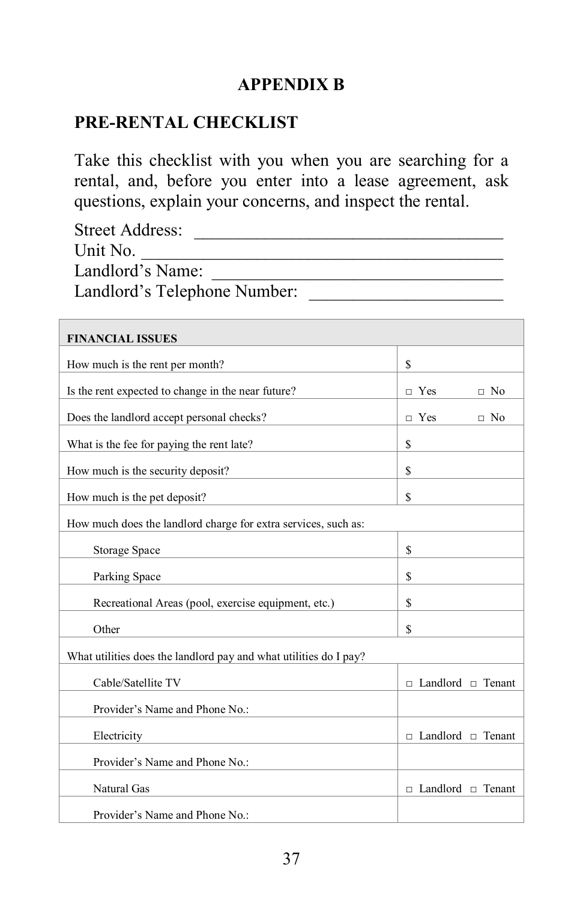# APPENDIX B

## PRE-RENTAL CHECKLIST

Take this checklist with you when you are searching for a rental, and, before you enter into a lease agreement, ask questions, explain your concerns, and inspect the rental.

Street Address: ___________________________________
Unit No. __________________________________________
Landlord's Name: __________________________________
Landlord's Telephone Number: _____________________

| FINANCIAL ISSUES | |
|---|---|
| How much is the rent per month? | $ |
| Is the rent expected to change in the near future? | □ Yes □ No |
| Does the landlord accept personal checks? | □ Yes □ No |
| What is the fee for paying the rent late? | $ |
| How much is the security deposit? | $ |
| How much is the pet deposit? | $ |
| How much does the landlord charge for extra services, such as: | |
| Storage Space | $ |
| Parking Space | $ |
| Recreational Areas (pool, exercise equipment, etc.) | $ |
| Other | $ |
| What utilities does the landlord pay and what utilities do I pay? | |
| Cable/Satellite TV | □ Landlord □ Tenant |
| Provider's Name and Phone No.: | |
| Electricity | □ Landlord □ Tenant |
| Provider's Name and Phone No.: | |
| Natural Gas | □ Landlord □ Tenant |
| Provider's Name and Phone No.: | |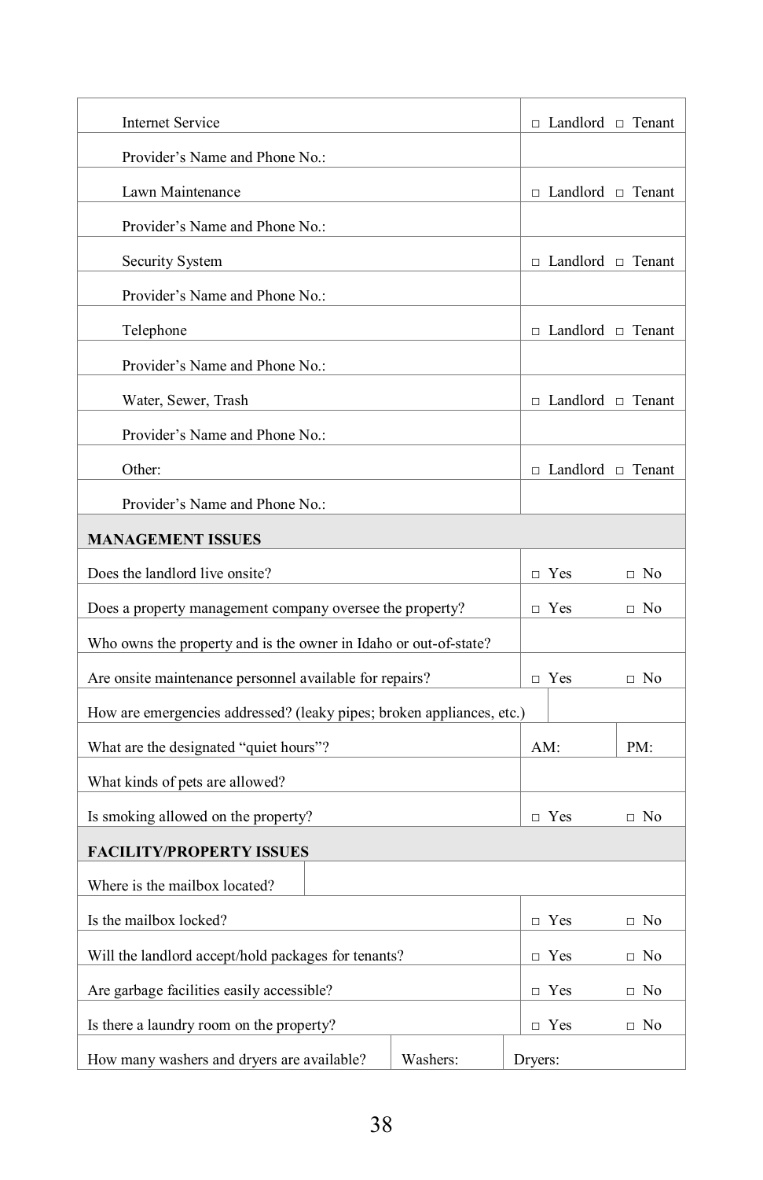| | | |
|---|---|---|
| Internet Service | □ Landlord □ Tenant | |
| Provider's Name and Phone No.: | | |
| Lawn Maintenance | □ Landlord □ Tenant | |
| Provider's Name and Phone No.: | | |
| Security System | □ Landlord □ Tenant | |
| Provider's Name and Phone No.: | | |
| Telephone | □ Landlord □ Tenant | |
| Provider's Name and Phone No.: | | |
| Water, Sewer, Trash | □ Landlord □ Tenant | |
| Provider's Name and Phone No.: | | |
| Other: | □ Landlord □ Tenant | |
| Provider's Name and Phone No.: | | |
| **MANAGEMENT ISSUES** | | |
| Does the landlord live onsite? | □ Yes | □ No |
| Does a property management company oversee the property? | □ Yes | □ No |
| Who owns the property and is the owner in Idaho or out-of-state? | | |
| Are onsite maintenance personnel available for repairs? | □ Yes | □ No |
| How are emergencies addressed? (leaky pipes; broken appliances, etc.) | | |
| What are the designated "quiet hours"? | AM: | PM: |
| What kinds of pets are allowed? | | |
| Is smoking allowed on the property? | □ Yes | □ No |
| **FACILITY/PROPERTY ISSUES** | | |
| Where is the mailbox located? | | |
| Is the mailbox locked? | □ Yes | □ No |
| Will the landlord accept/hold packages for tenants? | □ Yes | □ No |
| Are garbage facilities easily accessible? | □ Yes | □ No |
| Is there a laundry room on the property? | □ Yes | □ No |
| How many washers and dryers are available? | Washers: | Dryers: |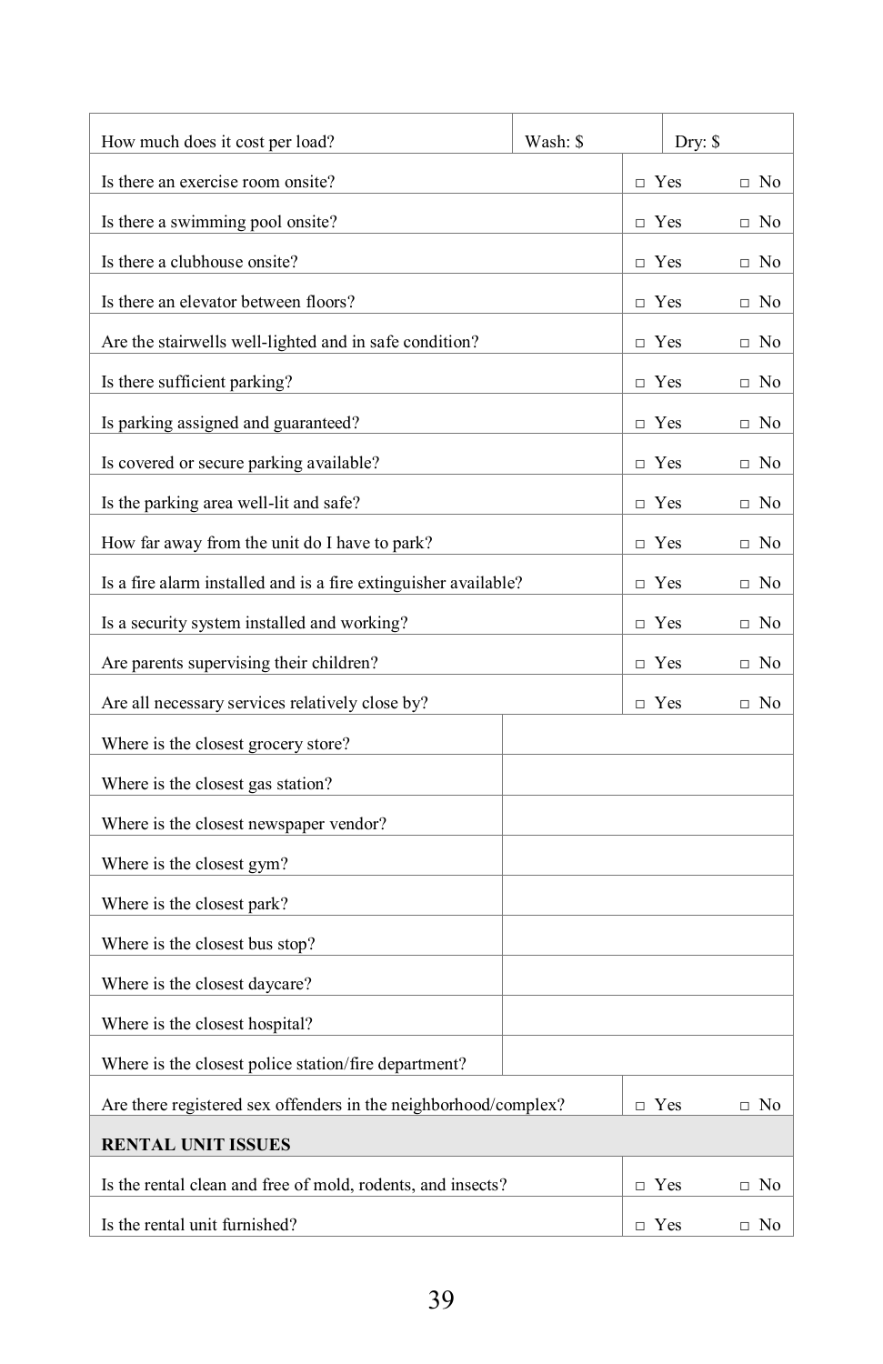| | | |
|---|---|---|
| How much does it cost per load? | Wash: $ | Dry: $ |
| Is there an exercise room onsite? | □ Yes | □ No |
| Is there a swimming pool onsite? | □ Yes | □ No |
| Is there a clubhouse onsite? | □ Yes | □ No |
| Is there an elevator between floors? | □ Yes | □ No |
| Are the stairwells well-lighted and in safe condition? | □ Yes | □ No |
| Is there sufficient parking? | □ Yes | □ No |
| Is parking assigned and guaranteed? | □ Yes | □ No |
| Is covered or secure parking available? | □ Yes | □ No |
| Is the parking area well-lit and safe? | □ Yes | □ No |
| How far away from the unit do I have to park? | □ Yes | □ No |
| Is a fire alarm installed and is a fire extinguisher available? | □ Yes | □ No |
| Is a security system installed and working? | □ Yes | □ No |
| Are parents supervising their children? | □ Yes | □ No |
| Are all necessary services relatively close by? | □ Yes | □ No |
| Where is the closest grocery store? | | |
| Where is the closest gas station? | | |
| Where is the closest newspaper vendor? | | |
| Where is the closest gym? | | |
| Where is the closest park? | | |
| Where is the closest bus stop? | | |
| Where is the closest daycare? | | |
| Where is the closest hospital? | | |
| Where is the closest police station/fire department? | | |
| Are there registered sex offenders in the neighborhood/complex? | □ Yes | □ No |
| **RENTAL UNIT ISSUES** | | |
| Is the rental clean and free of mold, rodents, and insects? | □ Yes | □ No |
| Is the rental unit furnished? | □ Yes | □ No |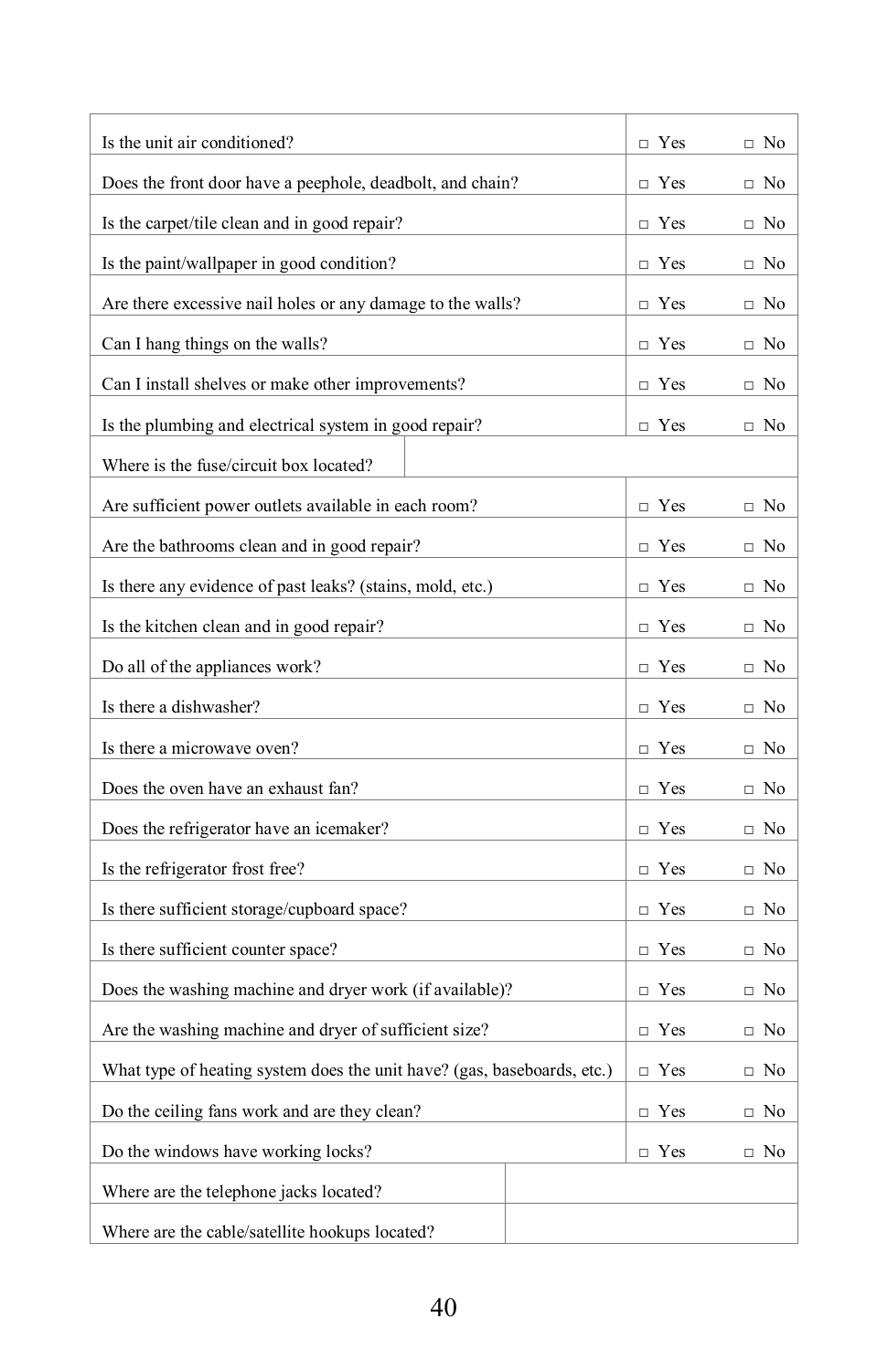| | | |
|---|---|---|
| Is the unit air conditioned? | □ Yes | □ No |
| Does the front door have a peephole, deadbolt, and chain? | □ Yes | □ No |
| Is the carpet/tile clean and in good repair? | □ Yes | □ No |
| Is the paint/wallpaper in good condition? | □ Yes | □ No |
| Are there excessive nail holes or any damage to the walls? | □ Yes | □ No |
| Can I hang things on the walls? | □ Yes | □ No |
| Can I install shelves or make other improvements? | □ Yes | □ No |
| Is the plumbing and electrical system in good repair? | □ Yes | □ No |
| Where is the fuse/circuit box located? | | |
| Are sufficient power outlets available in each room? | □ Yes | □ No |
| Are the bathrooms clean and in good repair? | □ Yes | □ No |
| Is there any evidence of past leaks? (stains, mold, etc.) | □ Yes | □ No |
| Is the kitchen clean and in good repair? | □ Yes | □ No |
| Do all of the appliances work? | □ Yes | □ No |
| Is there a dishwasher? | □ Yes | □ No |
| Is there a microwave oven? | □ Yes | □ No |
| Does the oven have an exhaust fan? | □ Yes | □ No |
| Does the refrigerator have an icemaker? | □ Yes | □ No |
| Is the refrigerator frost free? | □ Yes | □ No |
| Is there sufficient storage/cupboard space? | □ Yes | □ No |
| Is there sufficient counter space? | □ Yes | □ No |
| Does the washing machine and dryer work (if available)? | □ Yes | □ No |
| Are the washing machine and dryer of sufficient size? | □ Yes | □ No |
| What type of heating system does the unit have? (gas, baseboards, etc.) | □ Yes | □ No |
| Do the ceiling fans work and are they clean? | □ Yes | □ No |
| Do the windows have working locks? | □ Yes | □ No |
| Where are the telephone jacks located? | | |
| Where are the cable/satellite hookups located? | | |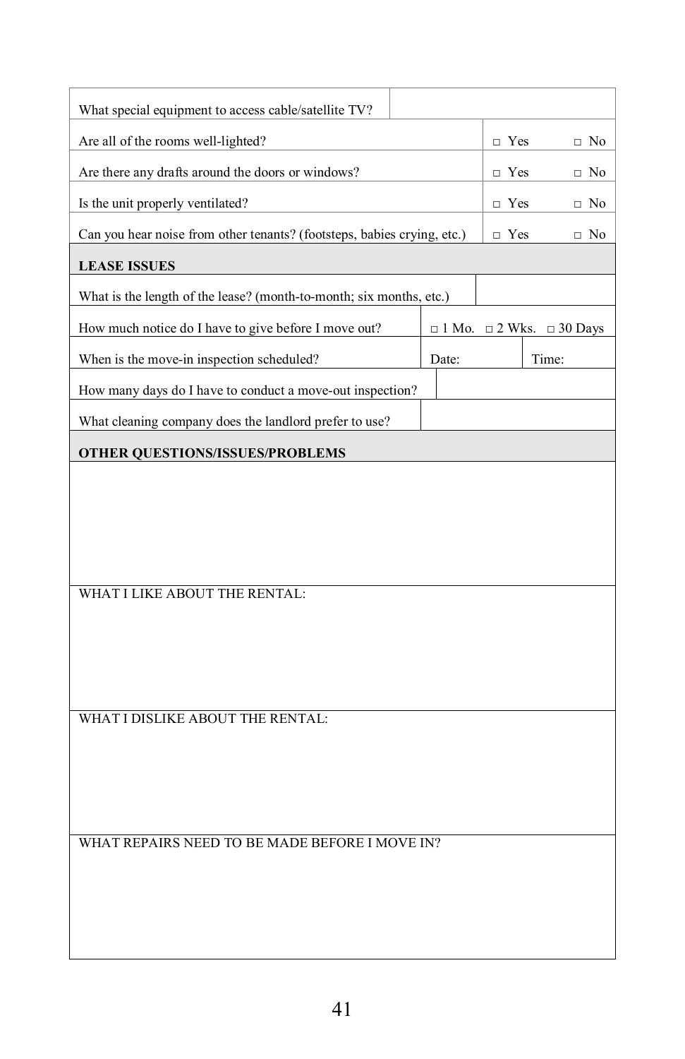| | |
|---|---|
| What special equipment to access cable/satellite TV? | |
| Are all of the rooms well-lighted? | □ Yes □ No |
| Are there any drafts around the doors or windows? | □ Yes □ No |
| Is the unit properly ventilated? | □ Yes □ No |
| Can you hear noise from other tenants? (footsteps, babies crying, etc.) | □ Yes □ No |
| **LEASE ISSUES** | |
| What is the length of the lease? (month-to-month; six months, etc.) | |
| How much notice do I have to give before I move out? | □ 1 Mo. □ 2 Wks. □ 30 Days |
| When is the move-in inspection scheduled? | Date: Time: |
| How many days do I have to conduct a move-out inspection? | |
| What cleaning company does the landlord prefer to use? | |
| **OTHER QUESTIONS/ISSUES/PROBLEMS** | |
| | |
| WHAT I LIKE ABOUT THE RENTAL: | |
| WHAT I DISLIKE ABOUT THE RENTAL: | |
| WHAT REPAIRS NEED TO BE MADE BEFORE I MOVE IN? | |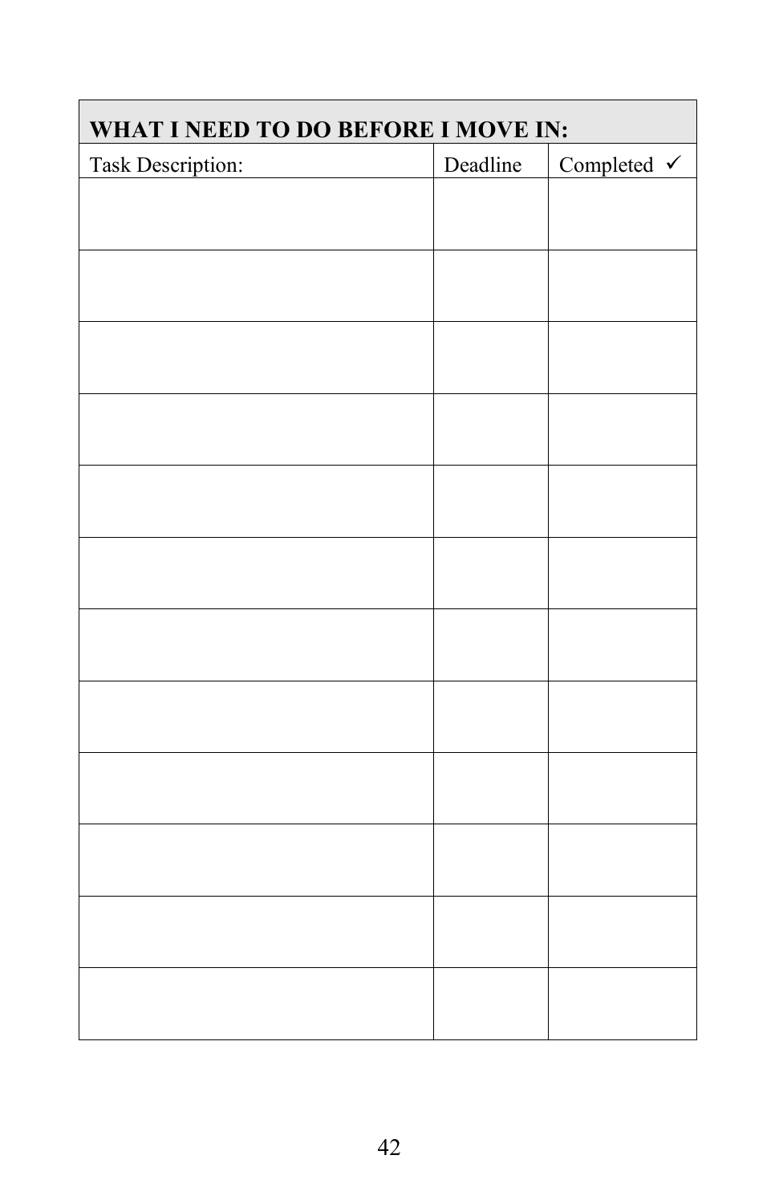| WHAT I NEED TO DO BEFORE I MOVE IN: | | |
| --- | --- | --- |
| Task Description: | Deadline | Completed ✓ |
| | | |
| | | |
| | | |
| | | |
| | | |
| | | |
| | | |
| | | |
| | | |
| | | |
| | | |
| | | |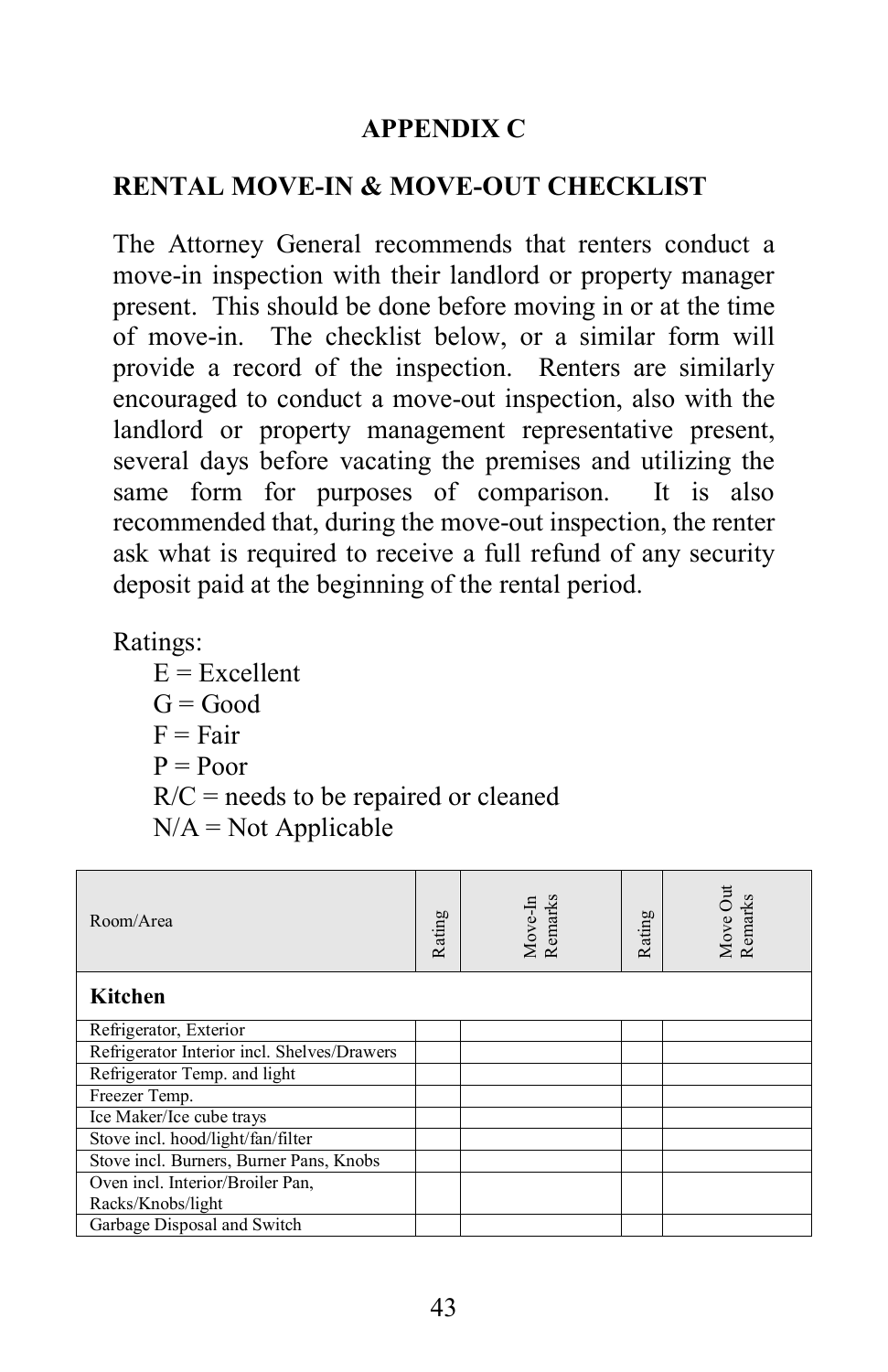## APPENDIX C

## RENTAL MOVE-IN & MOVE-OUT CHECKLIST

The Attorney General recommends that renters conduct a move-in inspection with their landlord or property manager present. This should be done before moving in or at the time of move-in. The checklist below, or a similar form will provide a record of the inspection. Renters are similarly encouraged to conduct a move-out inspection, also with the landlord or property management representative present, several days before vacating the premises and utilizing the same form for purposes of comparison. It is also recommended that, during the move-out inspection, the renter ask what is required to receive a full refund of any security deposit paid at the beginning of the rental period.

Ratings:

- E = Excellent
- G = Good
- F = Fair
- P = Poor
- R/C = needs to be repaired or cleaned
- N/A = Not Applicable

| Room/Area | Rating | Move-In Remarks | Rating | Move Out Remarks |
|---|---|---|---|---|
| **Kitchen** | | | | |
| Refrigerator, Exterior | | | | |
| Refrigerator Interior incl. Shelves/Drawers | | | | |
| Refrigerator Temp. and light | | | | |
| Freezer Temp. | | | | |
| Ice Maker/Ice cube trays | | | | |
| Stove incl. hood/light/fan/filter | | | | |
| Stove incl. Burners, Burner Pans, Knobs | | | | |
| Oven incl. Interior/Broiler Pan, Racks/Knobs/light | | | | |
| Garbage Disposal and Switch | | | | |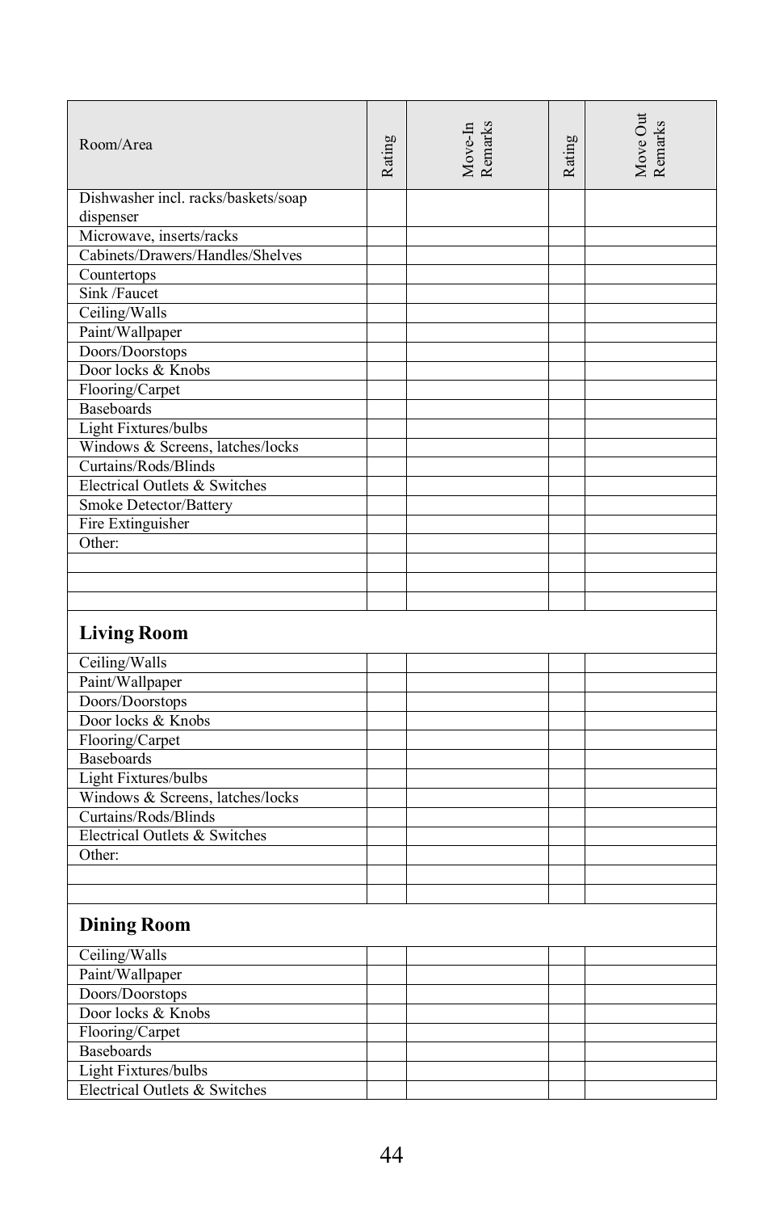| Room/Area | Rating | Move-In Remarks | Rating | Move Out Remarks |
|---|---|---|---|---|
| Dishwasher incl. racks/baskets/soap dispenser | | | | |
| Microwave, inserts/racks | | | | |
| Cabinets/Drawers/Handles/Shelves | | | | |
| Countertops | | | | |
| Sink /Faucet | | | | |
| Ceiling/Walls | | | | |
| Paint/Wallpaper | | | | |
| Doors/Doorstops | | | | |
| Door locks & Knobs | | | | |
| Flooring/Carpet | | | | |
| Baseboards | | | | |
| Light Fixtures/bulbs | | | | |
| Windows & Screens, latches/locks | | | | |
| Curtains/Rods/Blinds | | | | |
| Electrical Outlets & Switches | | | | |
| Smoke Detector/Battery | | | | |
| Fire Extinguisher | | | | |
| Other: | | | | |
| | | | | |
| | | | | |
| | | | | |
| **Living Room** | | | | |
| Ceiling/Walls | | | | |
| Paint/Wallpaper | | | | |
| Doors/Doorstops | | | | |
| Door locks & Knobs | | | | |
| Flooring/Carpet | | | | |
| Baseboards | | | | |
| Light Fixtures/bulbs | | | | |
| Windows & Screens, latches/locks | | | | |
| Curtains/Rods/Blinds | | | | |
| Electrical Outlets & Switches | | | | |
| Other: | | | | |
| | | | | |
| | | | | |
| **Dining Room** | | | | |
| Ceiling/Walls | | | | |
| Paint/Wallpaper | | | | |
| Doors/Doorstops | | | | |
| Door locks & Knobs | | | | |
| Flooring/Carpet | | | | |
| Baseboards | | | | |
| Light Fixtures/bulbs | | | | |
| Electrical Outlets & Switches | | | | |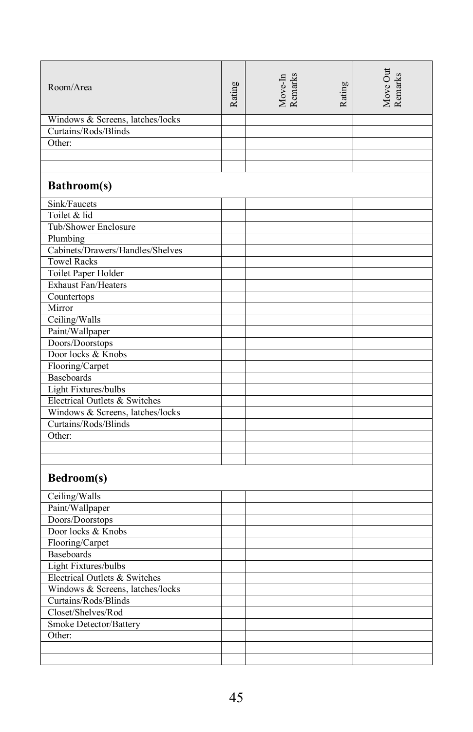| Room/Area | Rating | Move-In Remarks | Rating | Move Out Remarks |
|---|---|---|---|---|
| Windows & Screens, latches/locks | | | | |
| Curtains/Rods/Blinds | | | | |
| Other: | | | | |
| | | | | |
| | | | | |
| **Bathroom(s)** | | | | |
| Sink/Faucets | | | | |
| Toilet & lid | | | | |
| Tub/Shower Enclosure | | | | |
| Plumbing | | | | |
| Cabinets/Drawers/Handles/Shelves | | | | |
| Towel Racks | | | | |
| Toilet Paper Holder | | | | |
| Exhaust Fan/Heaters | | | | |
| Countertops | | | | |
| Mirror | | | | |
| Ceiling/Walls | | | | |
| Paint/Wallpaper | | | | |
| Doors/Doorstops | | | | |
| Door locks & Knobs | | | | |
| Flooring/Carpet | | | | |
| Baseboards | | | | |
| Light Fixtures/bulbs | | | | |
| Electrical Outlets & Switches | | | | |
| Windows & Screens, latches/locks | | | | |
| Curtains/Rods/Blinds | | | | |
| Other: | | | | |
| | | | | |
| | | | | |
| **Bedroom(s)** | | | | |
| Ceiling/Walls | | | | |
| Paint/Wallpaper | | | | |
| Doors/Doorstops | | | | |
| Door locks & Knobs | | | | |
| Flooring/Carpet | | | | |
| Baseboards | | | | |
| Light Fixtures/bulbs | | | | |
| Electrical Outlets & Switches | | | | |
| Windows & Screens, latches/locks | | | | |
| Curtains/Rods/Blinds | | | | |
| Closet/Shelves/Rod | | | | |
| Smoke Detector/Battery | | | | |
| Other: | | | | |
| | | | | |
| | | | | |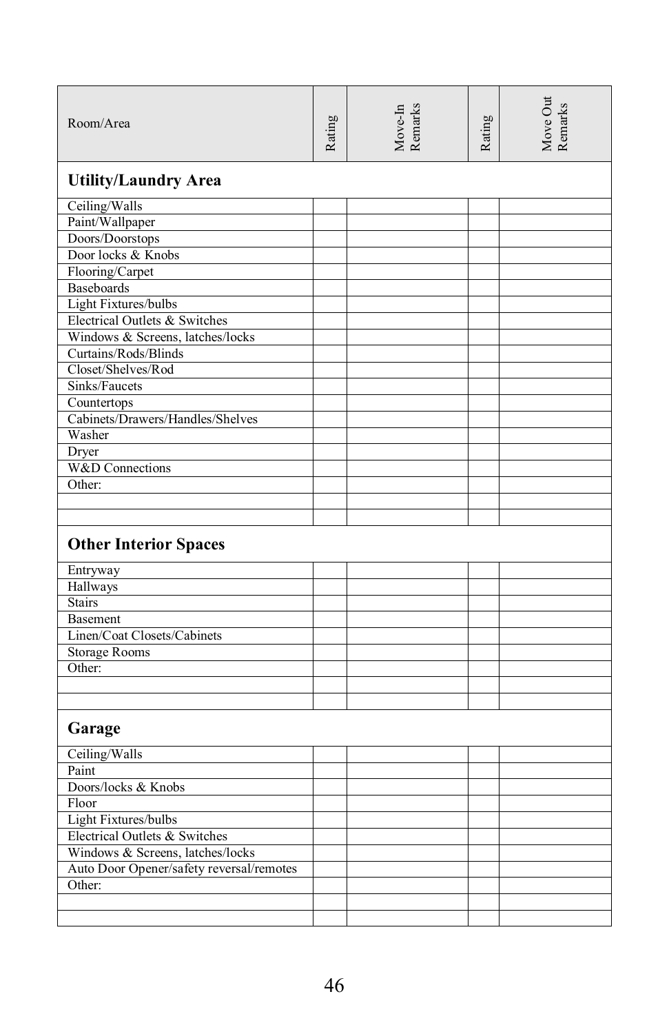| Room/Area | Rating | Move-In Remarks | Rating | Move Out Remarks |
|---|---|---|---|---|
| **Utility/Laundry Area** | | | | |
| Ceiling/Walls | | | | |
| Paint/Wallpaper | | | | |
| Doors/Doorstops | | | | |
| Door locks & Knobs | | | | |
| Flooring/Carpet | | | | |
| Baseboards | | | | |
| Light Fixtures/bulbs | | | | |
| Electrical Outlets & Switches | | | | |
| Windows & Screens, latches/locks | | | | |
| Curtains/Rods/Blinds | | | | |
| Closet/Shelves/Rod | | | | |
| Sinks/Faucets | | | | |
| Countertops | | | | |
| Cabinets/Drawers/Handles/Shelves | | | | |
| Washer | | | | |
| Dryer | | | | |
| W&D Connections | | | | |
| Other: | | | | |
| | | | | |
| | | | | |
| **Other Interior Spaces** | | | | |
| Entryway | | | | |
| Hallways | | | | |
| Stairs | | | | |
| Basement | | | | |
| Linen/Coat Closets/Cabinets | | | | |
| Storage Rooms | | | | |
| Other: | | | | |
| | | | | |
| | | | | |
| **Garage** | | | | |
| Ceiling/Walls | | | | |
| Paint | | | | |
| Doors/locks & Knobs | | | | |
| Floor | | | | |
| Light Fixtures/bulbs | | | | |
| Electrical Outlets & Switches | | | | |
| Windows & Screens, latches/locks | | | | |
| Auto Door Opener/safety reversal/remotes | | | | |
| Other: | | | | |
| | | | | |
| | | | | |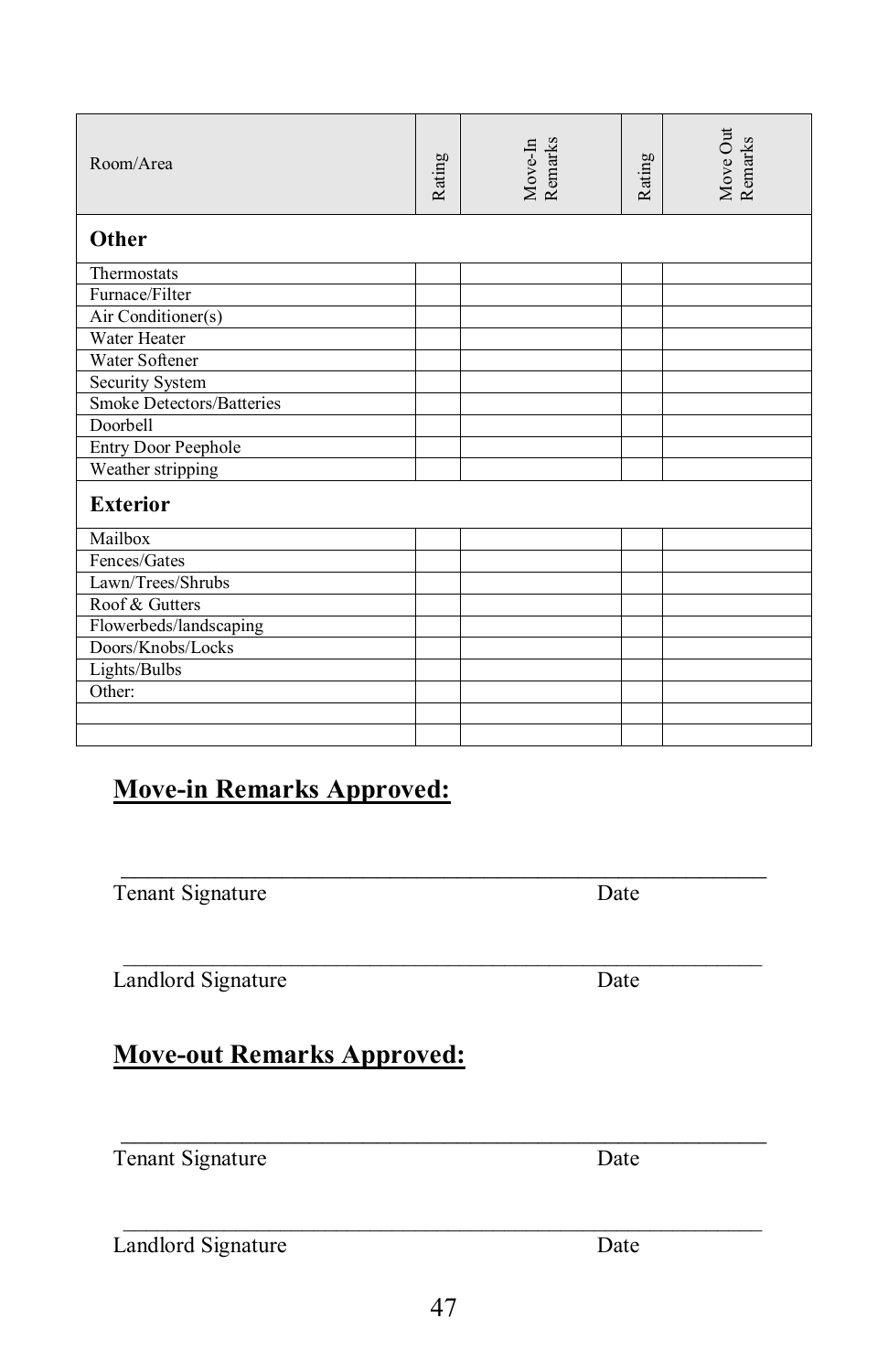| Room/Area | Rating | Move-In Remarks | Rating | Move Out Remarks |
|---|---|---|---|---|
| **Other** | | | | |
| Thermostats | | | | |
| Furnace/Filter | | | | |
| Air Conditioner(s) | | | | |
| Water Heater | | | | |
| Water Softener | | | | |
| Security System | | | | |
| Smoke Detectors/Batteries | | | | |
| Doorbell | | | | |
| Entry Door Peephole | | | | |
| Weather stripping | | | | |
| **Exterior** | | | | |
| Mailbox | | | | |
| Fences/Gates | | | | |
| Lawn/Trees/Shrubs | | | | |
| Roof & Gutters | | | | |
| Flowerbeds/landscaping | | | | |
| Doors/Knobs/Locks | | | | |
| Lights/Bulbs | | | | |
| Other: | | | | |
| | | | | |
| | | | | |

## Move-in Remarks Approved:

\_\_\_\_\_\_\_\_\_\_\_\_\_\_\_\_\_\_\_\_\_\_\_\_\_\_\_\_\_\_\_\_\_\_\_\_\_\_\_\_\_\_\_\_\_\_\_\_\_\_\_\_\_\_\_\_

Tenant Signature Date

\_\_\_\_\_\_\_\_\_\_\_\_\_\_\_\_\_\_\_\_\_\_\_\_\_\_\_\_\_\_\_\_\_\_\_\_\_\_\_\_\_\_\_\_\_\_\_\_\_\_\_\_\_\_\_\_

Landlord Signature Date

## Move-out Remarks Approved:

\_\_\_\_\_\_\_\_\_\_\_\_\_\_\_\_\_\_\_\_\_\_\_\_\_\_\_\_\_\_\_\_\_\_\_\_\_\_\_\_\_\_\_\_\_\_\_\_\_\_\_\_\_\_\_\_

Tenant Signature Date

\_\_\_\_\_\_\_\_\_\_\_\_\_\_\_\_\_\_\_\_\_\_\_\_\_\_\_\_\_\_\_\_\_\_\_\_\_\_\_\_\_\_\_\_\_\_\_\_\_\_\_\_\_\_\_\_

Landlord Signature Date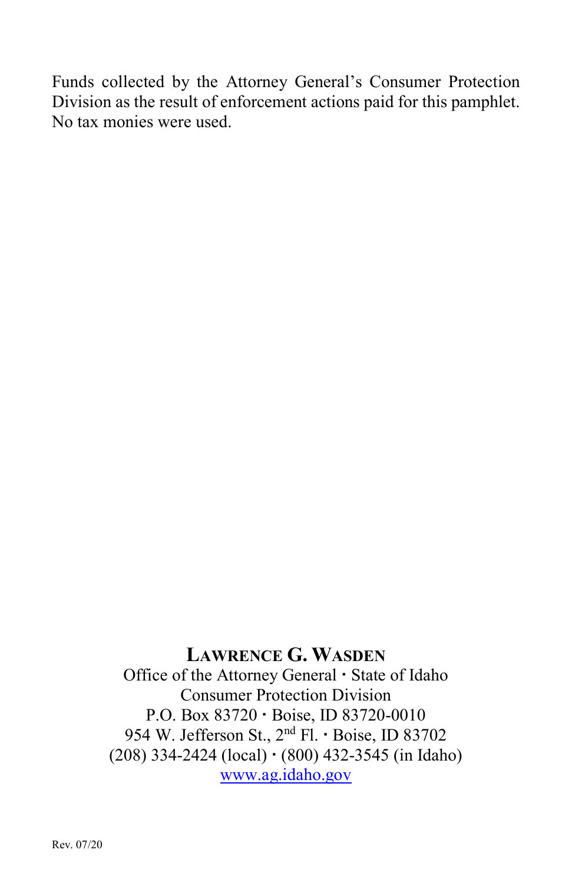Funds collected by the Attorney General's Consumer Protection Division as the result of enforcement actions paid for this pamphlet. No tax monies were used.

**LAWRENCE G. WASDEN**
Office of the Attorney General · State of Idaho
Consumer Protection Division
P.O. Box 83720 · Boise, ID 83720-0010
954 W. Jefferson St., 2nd Fl. · Boise, ID 83702
(208) 334-2424 (local) · (800) 432-3545 (in Idaho)
www.ag.idaho.gov

Rev. 07/20